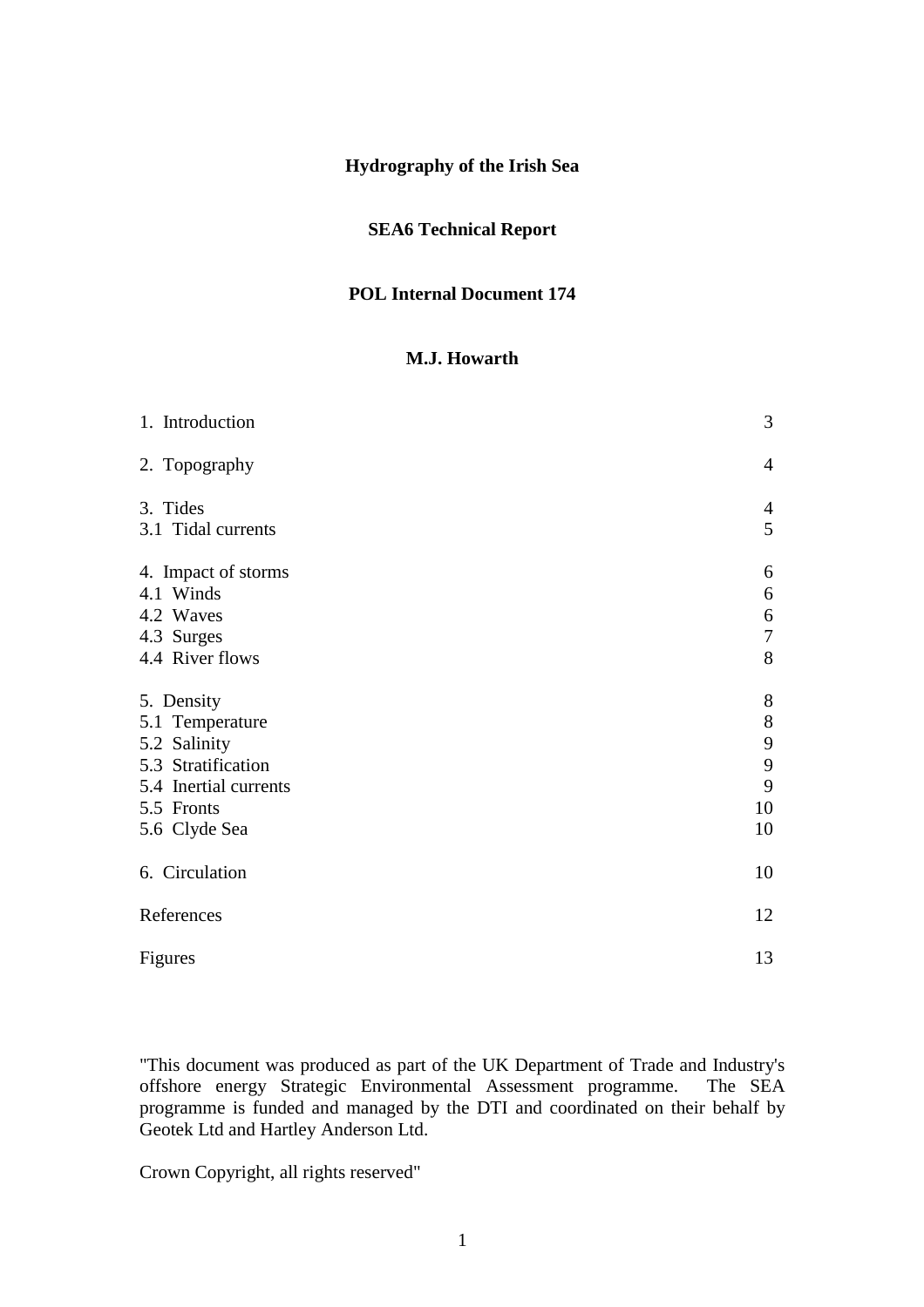# Hydrography of the Irish Sea

## SEA6 Technical Report

## POL Internal Document 174

**M.J. Howarth**

| | |
|---|---|
| 1. Introduction | 3 |
| 2. Topography | 4 |
| 3. Tides | 4 |
| 3.1 Tidal currents | 5 |
| 4. Impact of storms | 6 |
| 4.1 Winds | 6 |
| 4.2 Waves | 6 |
| 4.3 Surges | 7 |
| 4.4 River flows | 8 |
| 5. Density | 8 |
| 5.1 Temperature | 8 |
| 5.2 Salinity | 9 |
| 5.3 Stratification | 9 |
| 5.4 Inertial currents | 9 |
| 5.5 Fronts | 10 |
| 5.6 Clyde Sea | 10 |
| 6. Circulation | 10 |
| References | 12 |
| Figures | 13 |

"This document was produced as part of the UK Department of Trade and Industry's offshore energy Strategic Environmental Assessment programme. The SEA programme is funded and managed by the DTI and coordinated on their behalf by Geotek Ltd and Hartley Anderson Ltd.

Crown Copyright, all rights reserved"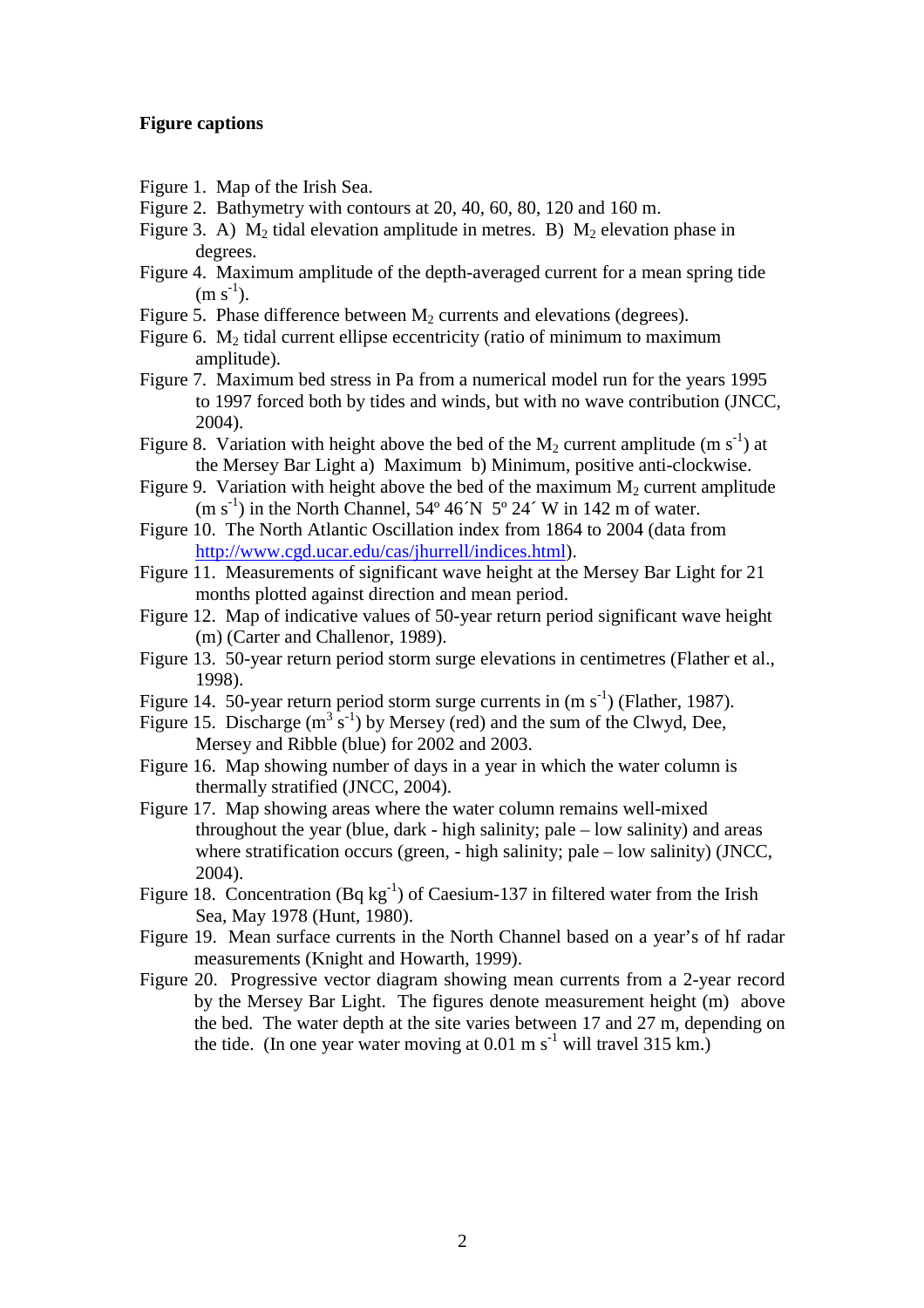**Figure captions**

Figure 1. Map of the Irish Sea.

Figure 2. Bathymetry with contours at 20, 40, 60, 80, 120 and 160 m.

Figure 3. A) $M_2$ tidal elevation amplitude in metres. B) $M_2$ elevation phase in degrees.

Figure 4. Maximum amplitude of the depth-averaged current for a mean spring tide ($m\ s^{-1}$).

Figure 5. Phase difference between $M_2$ currents and elevations (degrees).

Figure 6. $M_2$ tidal current ellipse eccentricity (ratio of minimum to maximum amplitude).

Figure 7. Maximum bed stress in Pa from a numerical model run for the years 1995 to 1997 forced both by tides and winds, but with no wave contribution (JNCC, 2004).

Figure 8. Variation with height above the bed of the $M_2$ current amplitude ($m\ s^{-1}$) at the Mersey Bar Light a) Maximum b) Minimum, positive anti-clockwise.

Figure 9. Variation with height above the bed of the maximum $M_2$ current amplitude ($m\ s^{-1}$) in the North Channel, 54º 46´N 5º 24´ W in 142 m of water.

Figure 10. The North Atlantic Oscillation index from 1864 to 2004 (data from http://www.cgd.ucar.edu/cas/jhurrell/indices.html).

Figure 11. Measurements of significant wave height at the Mersey Bar Light for 21 months plotted against direction and mean period.

Figure 12. Map of indicative values of 50-year return period significant wave height (m) (Carter and Challenor, 1989).

Figure 13. 50-year return period storm surge elevations in centimetres (Flather et al., 1998).

Figure 14. 50-year return period storm surge currents in ($m\ s^{-1}$) (Flather, 1987).

Figure 15. Discharge ($m^3\ s^{-1}$) by Mersey (red) and the sum of the Clwyd, Dee, Mersey and Ribble (blue) for 2002 and 2003.

Figure 16. Map showing number of days in a year in which the water column is thermally stratified (JNCC, 2004).

Figure 17. Map showing areas where the water column remains well-mixed throughout the year (blue, dark - high salinity; pale – low salinity) and areas where stratification occurs (green, - high salinity; pale – low salinity) (JNCC, 2004).

Figure 18. Concentration ($Bq\ kg^{-1}$) of Caesium-137 in filtered water from the Irish Sea, May 1978 (Hunt, 1980).

Figure 19. Mean surface currents in the North Channel based on a year's of hf radar measurements (Knight and Howarth, 1999).

Figure 20. Progressive vector diagram showing mean currents from a 2-year record by the Mersey Bar Light. The figures denote measurement height (m) above the bed. The water depth at the site varies between 17 and 27 m, depending on the tide. (In one year water moving at 0.01 $m\ s^{-1}$ will travel 315 km.)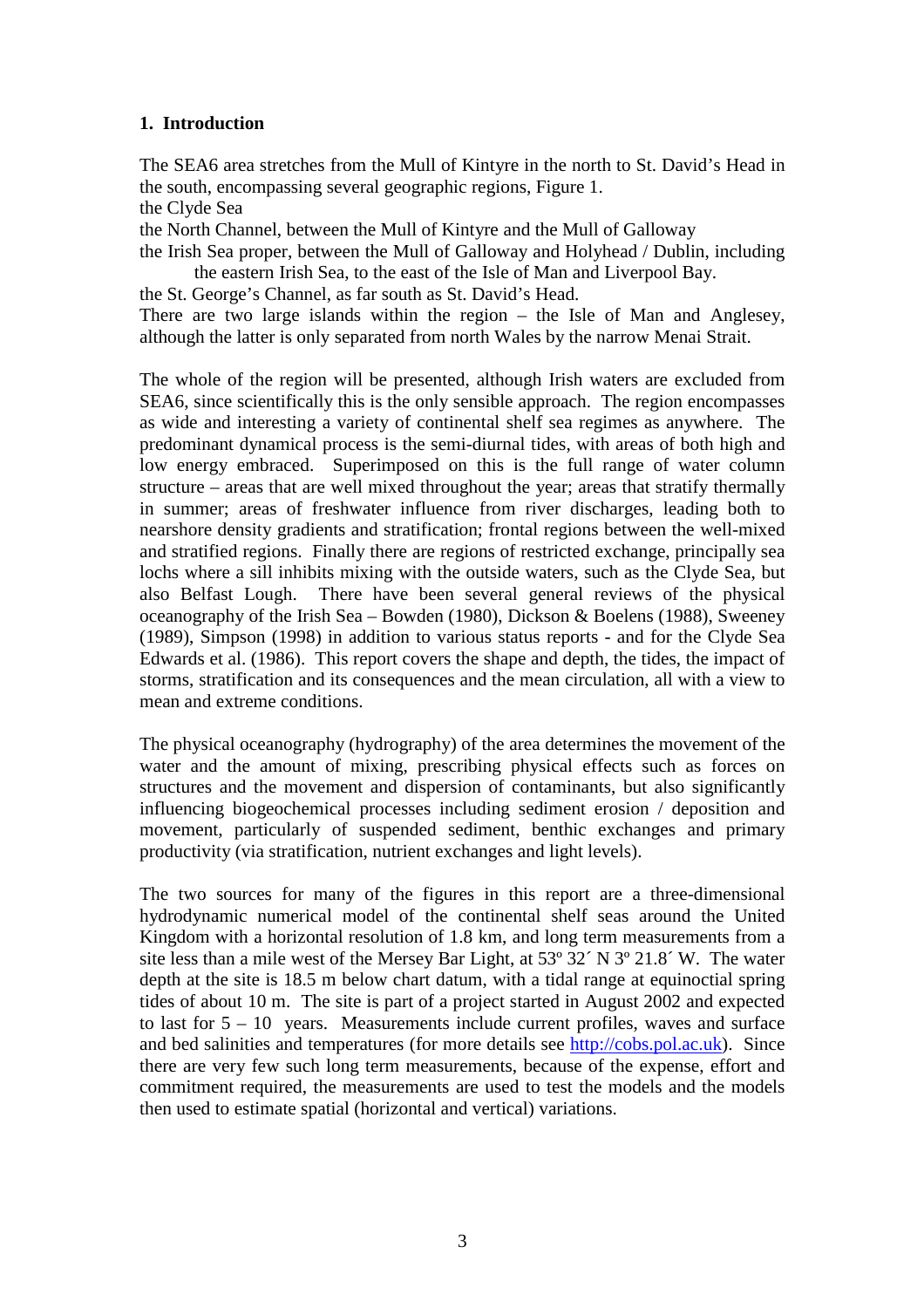## 1. Introduction

The SEA6 area stretches from the Mull of Kintyre in the north to St. David's Head in the south, encompassing several geographic regions, Figure 1.

the Clyde Sea

the North Channel, between the Mull of Kintyre and the Mull of Galloway

the Irish Sea proper, between the Mull of Galloway and Holyhead / Dublin, including the eastern Irish Sea, to the east of the Isle of Man and Liverpool Bay.

the St. George's Channel, as far south as St. David's Head.

There are two large islands within the region – the Isle of Man and Anglesey, although the latter is only separated from north Wales by the narrow Menai Strait.

The whole of the region will be presented, although Irish waters are excluded from SEA6, since scientifically this is the only sensible approach. The region encompasses as wide and interesting a variety of continental shelf sea regimes as anywhere. The predominant dynamical process is the semi-diurnal tides, with areas of both high and low energy embraced. Superimposed on this is the full range of water column structure – areas that are well mixed throughout the year; areas that stratify thermally in summer; areas of freshwater influence from river discharges, leading both to nearshore density gradients and stratification; frontal regions between the well-mixed and stratified regions. Finally there are regions of restricted exchange, principally sea lochs where a sill inhibits mixing with the outside waters, such as the Clyde Sea, but also Belfast Lough. There have been several general reviews of the physical oceanography of the Irish Sea – Bowden (1980), Dickson & Boelens (1988), Sweeney (1989), Simpson (1998) in addition to various status reports - and for the Clyde Sea Edwards et al. (1986). This report covers the shape and depth, the tides, the impact of storms, stratification and its consequences and the mean circulation, all with a view to mean and extreme conditions.

The physical oceanography (hydrography) of the area determines the movement of the water and the amount of mixing, prescribing physical effects such as forces on structures and the movement and dispersion of contaminants, but also significantly influencing biogeochemical processes including sediment erosion / deposition and movement, particularly of suspended sediment, benthic exchanges and primary productivity (via stratification, nutrient exchanges and light levels).

The two sources for many of the figures in this report are a three-dimensional hydrodynamic numerical model of the continental shelf seas around the United Kingdom with a horizontal resolution of 1.8 km, and long term measurements from a site less than a mile west of the Mersey Bar Light, at 53º 32´ N 3º 21.8´ W. The water depth at the site is 18.5 m below chart datum, with a tidal range at equinoctial spring tides of about 10 m. The site is part of a project started in August 2002 and expected to last for 5 – 10 years. Measurements include current profiles, waves and surface and bed salinities and temperatures (for more details see http://cobs.pol.ac.uk). Since there are very few such long term measurements, because of the expense, effort and commitment required, the measurements are used to test the models and the models then used to estimate spatial (horizontal and vertical) variations.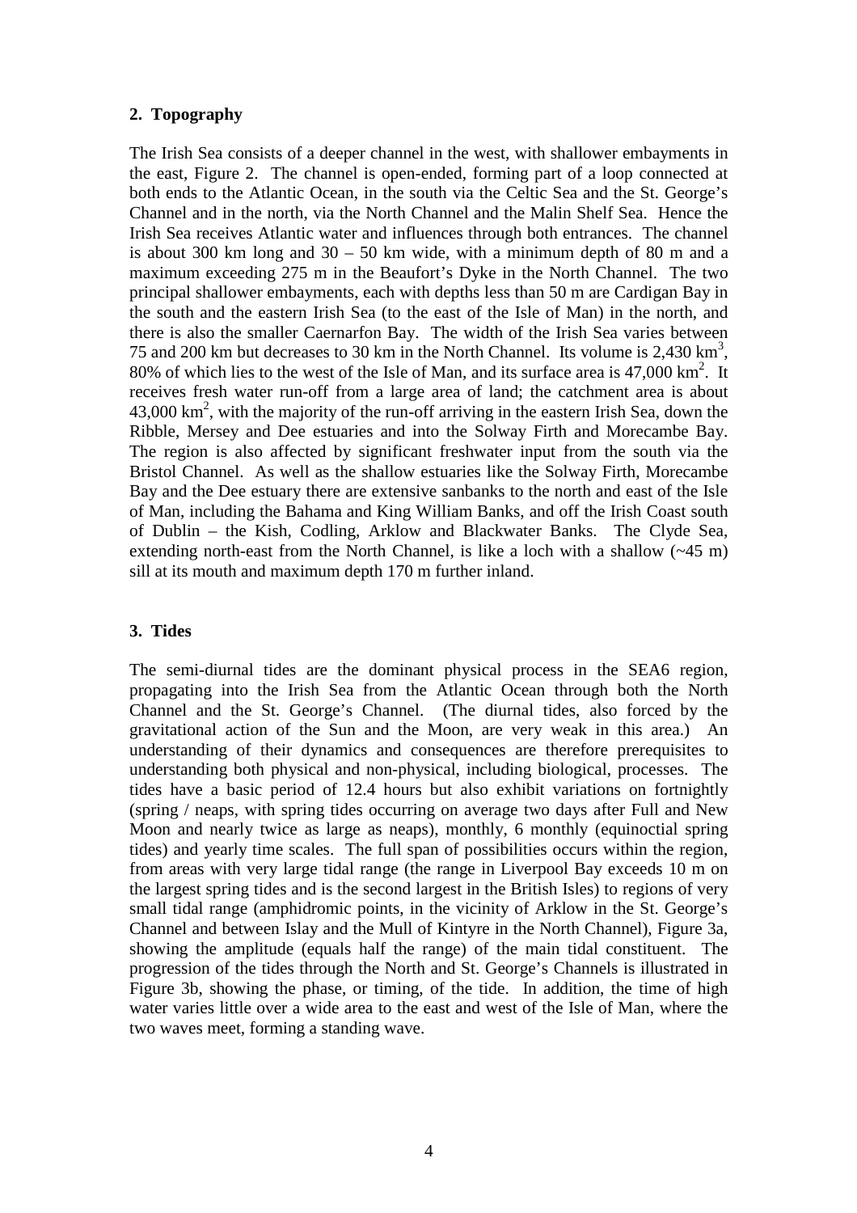## 2. Topography

The Irish Sea consists of a deeper channel in the west, with shallower embayments in the east, Figure 2. The channel is open-ended, forming part of a loop connected at both ends to the Atlantic Ocean, in the south via the Celtic Sea and the St. George's Channel and in the north, via the North Channel and the Malin Shelf Sea. Hence the Irish Sea receives Atlantic water and influences through both entrances. The channel is about 300 km long and 30 – 50 km wide, with a minimum depth of 80 m and a maximum exceeding 275 m in the Beaufort's Dyke in the North Channel. The two principal shallower embayments, each with depths less than 50 m are Cardigan Bay in the south and the eastern Irish Sea (to the east of the Isle of Man) in the north, and there is also the smaller Caernarfon Bay. The width of the Irish Sea varies between 75 and 200 km but decreases to 30 km in the North Channel. Its volume is 2,430 $km^3$, 80% of which lies to the west of the Isle of Man, and its surface area is 47,000 $km^2$. It receives fresh water run-off from a large area of land; the catchment area is about 43,000 $km^2$, with the majority of the run-off arriving in the eastern Irish Sea, down the Ribble, Mersey and Dee estuaries and into the Solway Firth and Morecambe Bay. The region is also affected by significant freshwater input from the south via the Bristol Channel. As well as the shallow estuaries like the Solway Firth, Morecambe Bay and the Dee estuary there are extensive sanbanks to the north and east of the Isle of Man, including the Bahama and King William Banks, and off the Irish Coast south of Dublin – the Kish, Codling, Arklow and Blackwater Banks. The Clyde Sea, extending north-east from the North Channel, is like a loch with a shallow (~45 m) sill at its mouth and maximum depth 170 m further inland.

## 3. Tides

The semi-diurnal tides are the dominant physical process in the SEA6 region, propagating into the Irish Sea from the Atlantic Ocean through both the North Channel and the St. George's Channel. (The diurnal tides, also forced by the gravitational action of the Sun and the Moon, are very weak in this area.) An understanding of their dynamics and consequences are therefore prerequisites to understanding both physical and non-physical, including biological, processes. The tides have a basic period of 12.4 hours but also exhibit variations on fortnightly (spring / neaps, with spring tides occurring on average two days after Full and New Moon and nearly twice as large as neaps), monthly, 6 monthly (equinoctial spring tides) and yearly time scales. The full span of possibilities occurs within the region, from areas with very large tidal range (the range in Liverpool Bay exceeds 10 m on the largest spring tides and is the second largest in the British Isles) to regions of very small tidal range (amphidromic points, in the vicinity of Arklow in the St. George's Channel and between Islay and the Mull of Kintyre in the North Channel), Figure 3a, showing the amplitude (equals half the range) of the main tidal constituent. The progression of the tides through the North and St. George's Channels is illustrated in Figure 3b, showing the phase, or timing, of the tide. In addition, the time of high water varies little over a wide area to the east and west of the Isle of Man, where the two waves meet, forming a standing wave.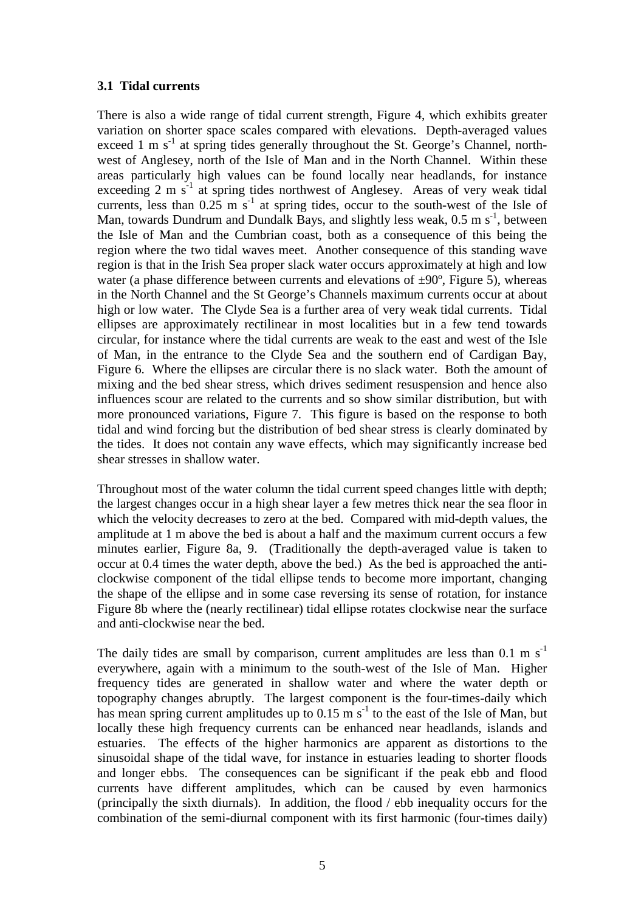### 3.1 Tidal currents

There is also a wide range of tidal current strength, Figure 4, which exhibits greater variation on shorter space scales compared with elevations. Depth-averaged values exceed 1 m $s^{-1}$ at spring tides generally throughout the St. George's Channel, north-west of Anglesey, north of the Isle of Man and in the North Channel. Within these areas particularly high values can be found locally near headlands, for instance exceeding 2 m $s^{-1}$ at spring tides northwest of Anglesey. Areas of very weak tidal currents, less than 0.25 m $s^{-1}$ at spring tides, occur to the south-west of the Isle of Man, towards Dundrum and Dundalk Bays, and slightly less weak, 0.5 m $s^{-1}$, between the Isle of Man and the Cumbrian coast, both as a consequence of this being the region where the two tidal waves meet. Another consequence of this standing wave region is that in the Irish Sea proper slack water occurs approximately at high and low water (a phase difference between currents and elevations of ±90º, Figure 5), whereas in the North Channel and the St George's Channels maximum currents occur at about high or low water. The Clyde Sea is a further area of very weak tidal currents. Tidal ellipses are approximately rectilinear in most localities but in a few tend towards circular, for instance where the tidal currents are weak to the east and west of the Isle of Man, in the entrance to the Clyde Sea and the southern end of Cardigan Bay, Figure 6. Where the ellipses are circular there is no slack water. Both the amount of mixing and the bed shear stress, which drives sediment resuspension and hence also influences scour are related to the currents and so show similar distribution, but with more pronounced variations, Figure 7. This figure is based on the response to both tidal and wind forcing but the distribution of bed shear stress is clearly dominated by the tides. It does not contain any wave effects, which may significantly increase bed shear stresses in shallow water.

Throughout most of the water column the tidal current speed changes little with depth; the largest changes occur in a high shear layer a few metres thick near the sea floor in which the velocity decreases to zero at the bed. Compared with mid-depth values, the amplitude at 1 m above the bed is about a half and the maximum current occurs a few minutes earlier, Figure 8a, 9. (Traditionally the depth-averaged value is taken to occur at 0.4 times the water depth, above the bed.) As the bed is approached the anti-clockwise component of the tidal ellipse tends to become more important, changing the shape of the ellipse and in some case reversing its sense of rotation, for instance Figure 8b where the (nearly rectilinear) tidal ellipse rotates clockwise near the surface and anti-clockwise near the bed.

The daily tides are small by comparison, current amplitudes are less than 0.1 m $s^{-1}$ everywhere, again with a minimum to the south-west of the Isle of Man. Higher frequency tides are generated in shallow water and where the water depth or topography changes abruptly. The largest component is the four-times-daily which has mean spring current amplitudes up to 0.15 m $s^{-1}$ to the east of the Isle of Man, but locally these high frequency currents can be enhanced near headlands, islands and estuaries. The effects of the higher harmonics are apparent as distortions to the sinusoidal shape of the tidal wave, for instance in estuaries leading to shorter floods and longer ebbs. The consequences can be significant if the peak ebb and flood currents have different amplitudes, which can be caused by even harmonics (principally the sixth diurnals). In addition, the flood / ebb inequality occurs for the combination of the semi-diurnal component with its first harmonic (four-times daily)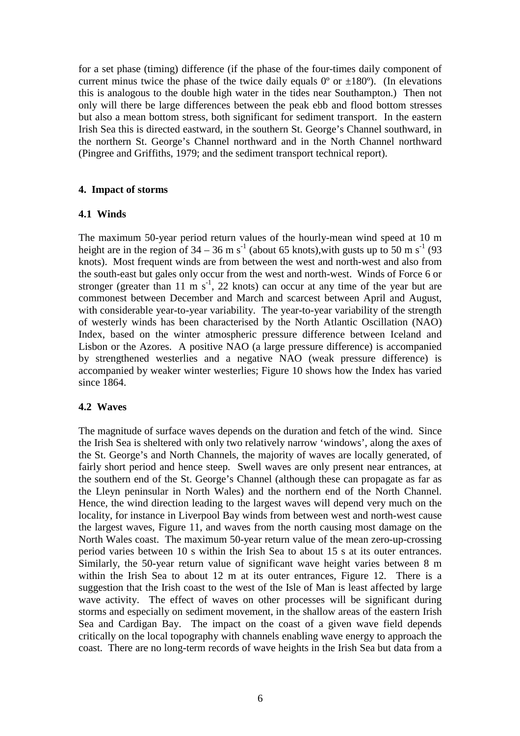for a set phase (timing) difference (if the phase of the four-times daily component of current minus twice the phase of the twice daily equals 0º or ±180º). (In elevations this is analogous to the double high water in the tides near Southampton.) Then not only will there be large differences between the peak ebb and flood bottom stresses but also a mean bottom stress, both significant for sediment transport. In the eastern Irish Sea this is directed eastward, in the southern St. George's Channel southward, in the northern St. George's Channel northward and in the North Channel northward (Pingree and Griffiths, 1979; and the sediment transport technical report).

## 4. Impact of storms

### 4.1 Winds

The maximum 50-year period return values of the hourly-mean wind speed at 10 m height are in the region of 34 – 36 m $s^{-1}$ (about 65 knots),with gusts up to 50 m $s^{-1}$ (93 knots). Most frequent winds are from between the west and north-west and also from the south-east but gales only occur from the west and north-west. Winds of Force 6 or stronger (greater than 11 m $s^{-1}$, 22 knots) can occur at any time of the year but are commonest between December and March and scarcest between April and August, with considerable year-to-year variability. The year-to-year variability of the strength of westerly winds has been characterised by the North Atlantic Oscillation (NAO) Index, based on the winter atmospheric pressure difference between Iceland and Lisbon or the Azores. A positive NAO (a large pressure difference) is accompanied by strengthened westerlies and a negative NAO (weak pressure difference) is accompanied by weaker winter westerlies; Figure 10 shows how the Index has varied since 1864.

### 4.2 Waves

The magnitude of surface waves depends on the duration and fetch of the wind. Since the Irish Sea is sheltered with only two relatively narrow 'windows', along the axes of the St. George's and North Channels, the majority of waves are locally generated, of fairly short period and hence steep. Swell waves are only present near entrances, at the southern end of the St. George's Channel (although these can propagate as far as the Lleyn peninsular in North Wales) and the northern end of the North Channel. Hence, the wind direction leading to the largest waves will depend very much on the locality, for instance in Liverpool Bay winds from between west and north-west cause the largest waves, Figure 11, and waves from the north causing most damage on the North Wales coast. The maximum 50-year return value of the mean zero-up-crossing period varies between 10 s within the Irish Sea to about 15 s at its outer entrances. Similarly, the 50-year return value of significant wave height varies between 8 m within the Irish Sea to about 12 m at its outer entrances, Figure 12. There is a suggestion that the Irish coast to the west of the Isle of Man is least affected by large wave activity. The effect of waves on other processes will be significant during storms and especially on sediment movement, in the shallow areas of the eastern Irish Sea and Cardigan Bay. The impact on the coast of a given wave field depends critically on the local topography with channels enabling wave energy to approach the coast. There are no long-term records of wave heights in the Irish Sea but data from a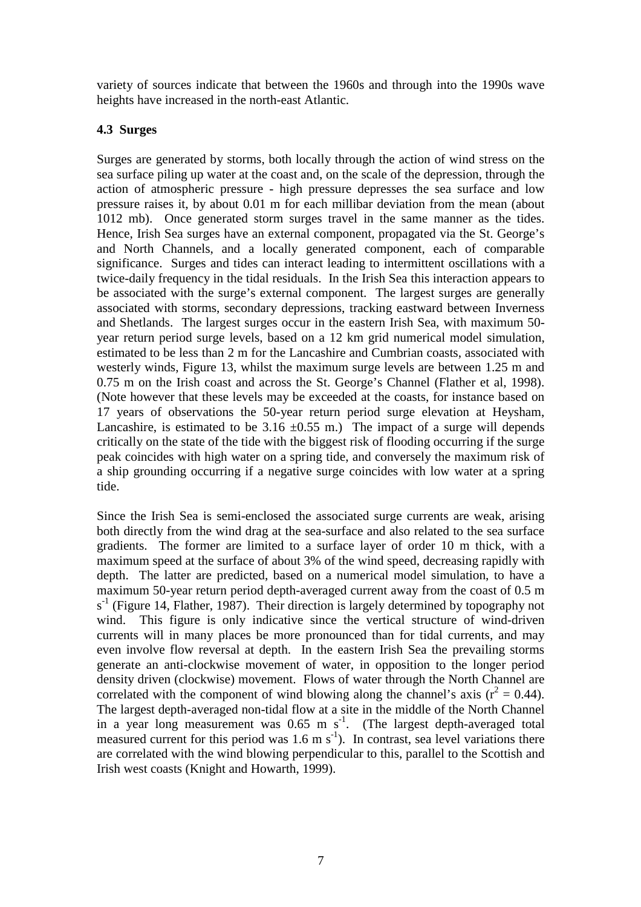variety of sources indicate that between the 1960s and through into the 1990s wave heights have increased in the north-east Atlantic.

### 4.3 Surges

Surges are generated by storms, both locally through the action of wind stress on the sea surface piling up water at the coast and, on the scale of the depression, through the action of atmospheric pressure - high pressure depresses the sea surface and low pressure raises it, by about 0.01 m for each millibar deviation from the mean (about 1012 mb). Once generated storm surges travel in the same manner as the tides. Hence, Irish Sea surges have an external component, propagated via the St. George's and North Channels, and a locally generated component, each of comparable significance. Surges and tides can interact leading to intermittent oscillations with a twice-daily frequency in the tidal residuals. In the Irish Sea this interaction appears to be associated with the surge's external component. The largest surges are generally associated with storms, secondary depressions, tracking eastward between Inverness and Shetlands. The largest surges occur in the eastern Irish Sea, with maximum 50-year return period surge levels, based on a 12 km grid numerical model simulation, estimated to be less than 2 m for the Lancashire and Cumbrian coasts, associated with westerly winds, Figure 13, whilst the maximum surge levels are between 1.25 m and 0.75 m on the Irish coast and across the St. George's Channel (Flather et al, 1998). (Note however that these levels may be exceeded at the coasts, for instance based on 17 years of observations the 50-year return period surge elevation at Heysham, Lancashire, is estimated to be 3.16 ±0.55 m.) The impact of a surge will depends critically on the state of the tide with the biggest risk of flooding occurring if the surge peak coincides with high water on a spring tide, and conversely the maximum risk of a ship grounding occurring if a negative surge coincides with low water at a spring tide.

Since the Irish Sea is semi-enclosed the associated surge currents are weak, arising both directly from the wind drag at the sea-surface and also related to the sea surface gradients. The former are limited to a surface layer of order 10 m thick, with a maximum speed at the surface of about 3% of the wind speed, decreasing rapidly with depth. The latter are predicted, based on a numerical model simulation, to have a maximum 50-year return period depth-averaged current away from the coast of 0.5 m $s^{-1}$ (Figure 14, Flather, 1987). Their direction is largely determined by topography not wind. This figure is only indicative since the vertical structure of wind-driven currents will in many places be more pronounced than for tidal currents, and may even involve flow reversal at depth. In the eastern Irish Sea the prevailing storms generate an anti-clockwise movement of water, in opposition to the longer period density driven (clockwise) movement. Flows of water through the North Channel are correlated with the component of wind blowing along the channel's axis ($r^2$ = 0.44). The largest depth-averaged non-tidal flow at a site in the middle of the North Channel in a year long measurement was 0.65 m $s^{-1}$. (The largest depth-averaged total measured current for this period was 1.6 m $s^{-1}$). In contrast, sea level variations there are correlated with the wind blowing perpendicular to this, parallel to the Scottish and Irish west coasts (Knight and Howarth, 1999).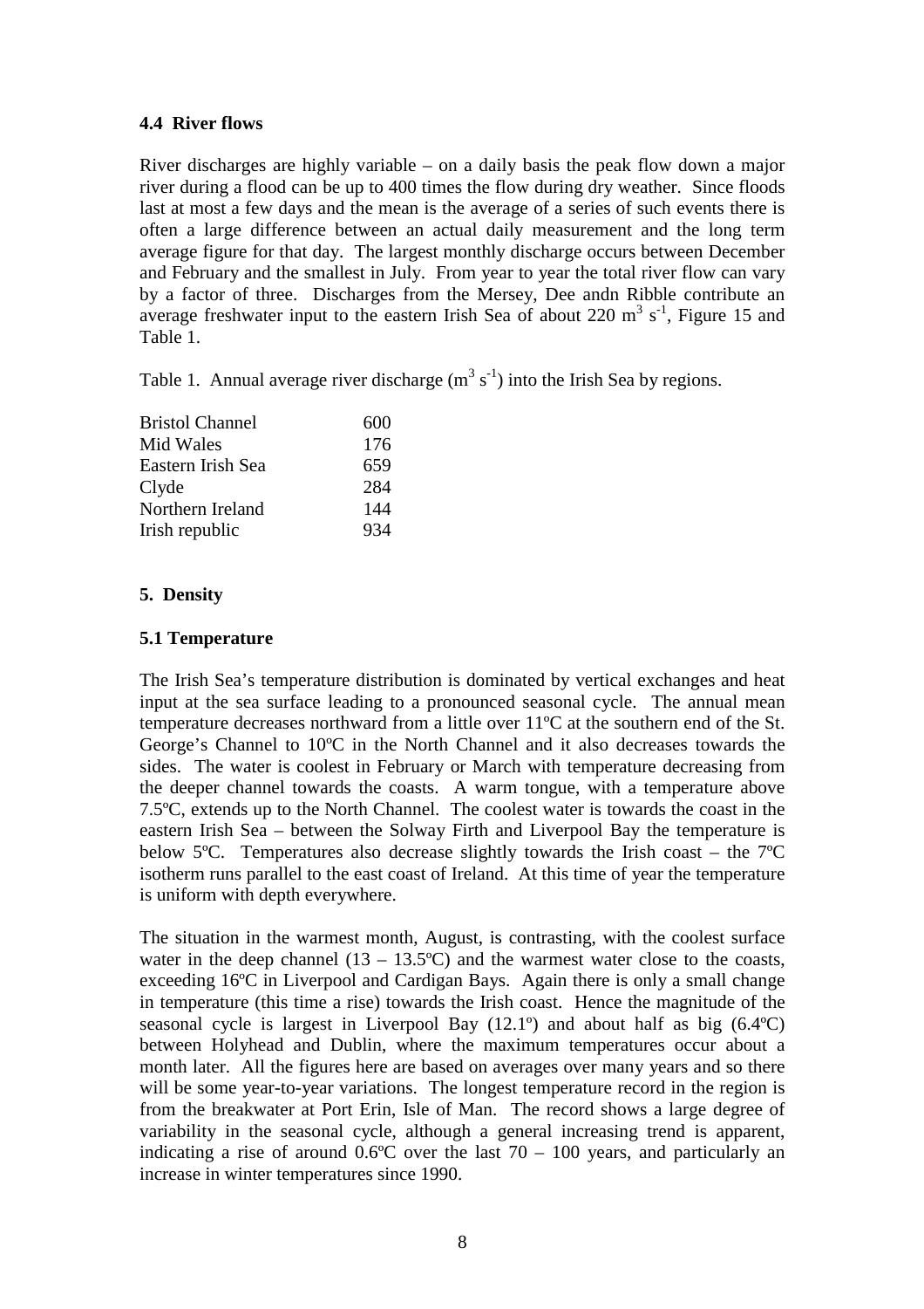### 4.4 River flows

River discharges are highly variable – on a daily basis the peak flow down a major river during a flood can be up to 400 times the flow during dry weather. Since floods last at most a few days and the mean is the average of a series of such events there is often a large difference between an actual daily measurement and the long term average figure for that day. The largest monthly discharge occurs between December and February and the smallest in July. From year to year the total river flow can vary by a factor of three. Discharges from the Mersey, Dee andn Ribble contribute an average freshwater input to the eastern Irish Sea of about 220 $m^3 s^{-1}$, Figure 15 and Table 1.

Table 1. Annual average river discharge ($m^3 s^{-1}$) into the Irish Sea by regions.

| Region | Discharge |
|---|---|
| Bristol Channel | 600 |
| Mid Wales | 176 |
| Eastern Irish Sea | 659 |
| Clyde | 284 |
| Northern Ireland | 144 |
| Irish republic | 934 |

## 5. Density

### 5.1 Temperature

The Irish Sea's temperature distribution is dominated by vertical exchanges and heat input at the sea surface leading to a pronounced seasonal cycle. The annual mean temperature decreases northward from a little over 11ºC at the southern end of the St. George's Channel to 10ºC in the North Channel and it also decreases towards the sides. The water is coolest in February or March with temperature decreasing from the deeper channel towards the coasts. A warm tongue, with a temperature above 7.5ºC, extends up to the North Channel. The coolest water is towards the coast in the eastern Irish Sea – between the Solway Firth and Liverpool Bay the temperature is below 5ºC. Temperatures also decrease slightly towards the Irish coast – the 7ºC isotherm runs parallel to the east coast of Ireland. At this time of year the temperature is uniform with depth everywhere.

The situation in the warmest month, August, is contrasting, with the coolest surface water in the deep channel (13 – 13.5ºC) and the warmest water close to the coasts, exceeding 16ºC in Liverpool and Cardigan Bays. Again there is only a small change in temperature (this time a rise) towards the Irish coast. Hence the magnitude of the seasonal cycle is largest in Liverpool Bay (12.1º) and about half as big (6.4ºC) between Holyhead and Dublin, where the maximum temperatures occur about a month later. All the figures here are based on averages over many years and so there will be some year-to-year variations. The longest temperature record in the region is from the breakwater at Port Erin, Isle of Man. The record shows a large degree of variability in the seasonal cycle, although a general increasing trend is apparent, indicating a rise of around 0.6ºC over the last 70 – 100 years, and particularly an increase in winter temperatures since 1990.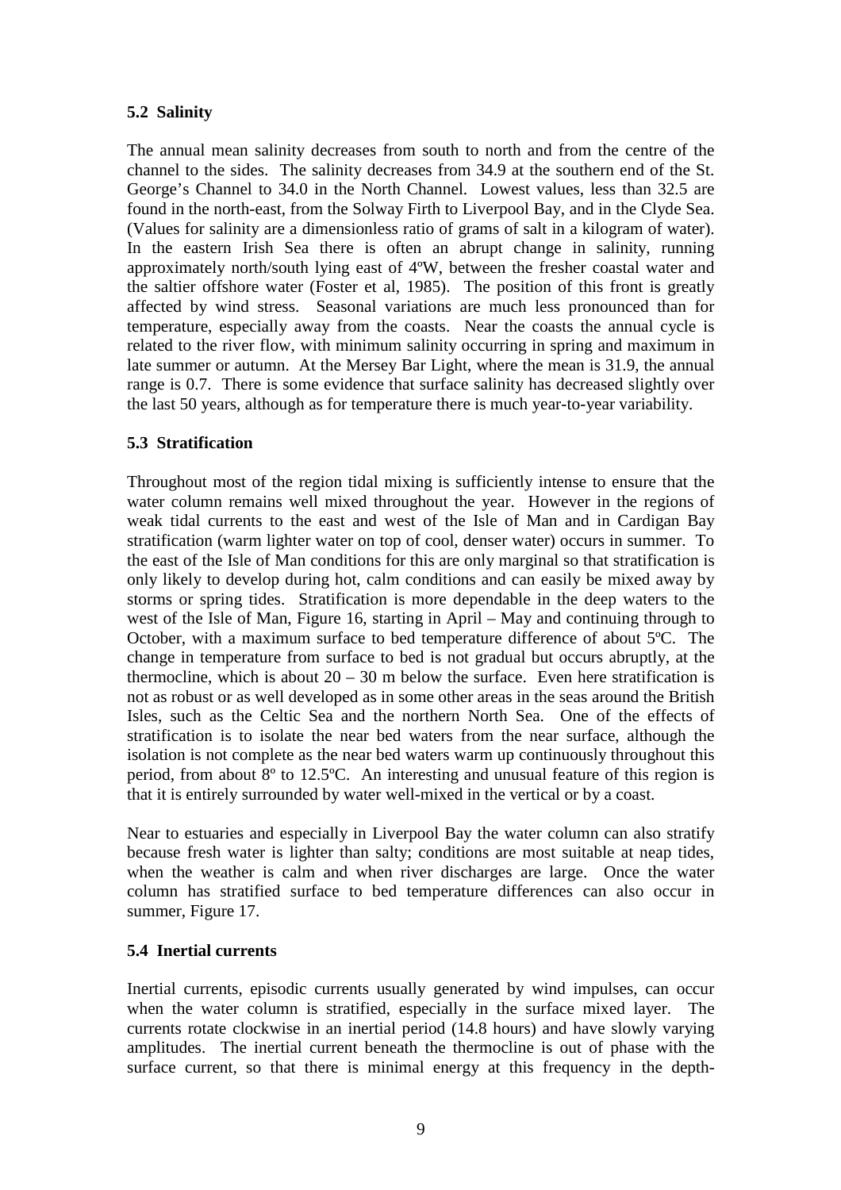## 5.2 Salinity

The annual mean salinity decreases from south to north and from the centre of the channel to the sides. The salinity decreases from 34.9 at the southern end of the St. George's Channel to 34.0 in the North Channel. Lowest values, less than 32.5 are found in the north-east, from the Solway Firth to Liverpool Bay, and in the Clyde Sea. (Values for salinity are a dimensionless ratio of grams of salt in a kilogram of water). In the eastern Irish Sea there is often an abrupt change in salinity, running approximately north/south lying east of 4ºW, between the fresher coastal water and the saltier offshore water (Foster et al, 1985). The position of this front is greatly affected by wind stress. Seasonal variations are much less pronounced than for temperature, especially away from the coasts. Near the coasts the annual cycle is related to the river flow, with minimum salinity occurring in spring and maximum in late summer or autumn. At the Mersey Bar Light, where the mean is 31.9, the annual range is 0.7. There is some evidence that surface salinity has decreased slightly over the last 50 years, although as for temperature there is much year-to-year variability.

## 5.3 Stratification

Throughout most of the region tidal mixing is sufficiently intense to ensure that the water column remains well mixed throughout the year. However in the regions of weak tidal currents to the east and west of the Isle of Man and in Cardigan Bay stratification (warm lighter water on top of cool, denser water) occurs in summer. To the east of the Isle of Man conditions for this are only marginal so that stratification is only likely to develop during hot, calm conditions and can easily be mixed away by storms or spring tides. Stratification is more dependable in the deep waters to the west of the Isle of Man, Figure 16, starting in April – May and continuing through to October, with a maximum surface to bed temperature difference of about 5ºC. The change in temperature from surface to bed is not gradual but occurs abruptly, at the thermocline, which is about 20 – 30 m below the surface. Even here stratification is not as robust or as well developed as in some other areas in the seas around the British Isles, such as the Celtic Sea and the northern North Sea. One of the effects of stratification is to isolate the near bed waters from the near surface, although the isolation is not complete as the near bed waters warm up continuously throughout this period, from about 8º to 12.5ºC. An interesting and unusual feature of this region is that it is entirely surrounded by water well-mixed in the vertical or by a coast.

Near to estuaries and especially in Liverpool Bay the water column can also stratify because fresh water is lighter than salty; conditions are most suitable at neap tides, when the weather is calm and when river discharges are large. Once the water column has stratified surface to bed temperature differences can also occur in summer, Figure 17.

## 5.4 Inertial currents

Inertial currents, episodic currents usually generated by wind impulses, can occur when the water column is stratified, especially in the surface mixed layer. The currents rotate clockwise in an inertial period (14.8 hours) and have slowly varying amplitudes. The inertial current beneath the thermocline is out of phase with the surface current, so that there is minimal energy at this frequency in the depth-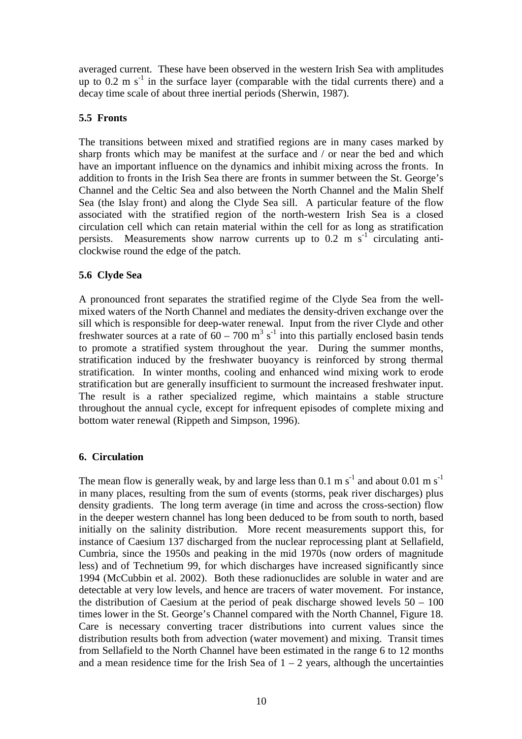averaged current. These have been observed in the western Irish Sea with amplitudes up to 0.2 m $s^{-1}$ in the surface layer (comparable with the tidal currents there) and a decay time scale of about three inertial periods (Sherwin, 1987).

### 5.5 Fronts

The transitions between mixed and stratified regions are in many cases marked by sharp fronts which may be manifest at the surface and / or near the bed and which have an important influence on the dynamics and inhibit mixing across the fronts. In addition to fronts in the Irish Sea there are fronts in summer between the St. George's Channel and the Celtic Sea and also between the North Channel and the Malin Shelf Sea (the Islay front) and along the Clyde Sea sill. A particular feature of the flow associated with the stratified region of the north-western Irish Sea is a closed circulation cell which can retain material within the cell for as long as stratification persists. Measurements show narrow currents up to 0.2 m $s^{-1}$ circulating anti-clockwise round the edge of the patch.

### 5.6 Clyde Sea

A pronounced front separates the stratified regime of the Clyde Sea from the well-mixed waters of the North Channel and mediates the density-driven exchange over the sill which is responsible for deep-water renewal. Input from the river Clyde and other freshwater sources at a rate of 60 – 700 $m^3$ $s^{-1}$ into this partially enclosed basin tends to promote a stratified system throughout the year. During the summer months, stratification induced by the freshwater buoyancy is reinforced by strong thermal stratification. In winter months, cooling and enhanced wind mixing work to erode stratification but are generally insufficient to surmount the increased freshwater input. The result is a rather specialized regime, which maintains a stable structure throughout the annual cycle, except for infrequent episodes of complete mixing and bottom water renewal (Rippeth and Simpson, 1996).

## 6. Circulation

The mean flow is generally weak, by and large less than 0.1 m $s^{-1}$ and about 0.01 m $s^{-1}$ in many places, resulting from the sum of events (storms, peak river discharges) plus density gradients. The long term average (in time and across the cross-section) flow in the deeper western channel has long been deduced to be from south to north, based initially on the salinity distribution. More recent measurements support this, for instance of Caesium 137 discharged from the nuclear reprocessing plant at Sellafield, Cumbria, since the 1950s and peaking in the mid 1970s (now orders of magnitude less) and of Technetium 99, for which discharges have increased significantly since 1994 (McCubbin et al. 2002). Both these radionuclides are soluble in water and are detectable at very low levels, and hence are tracers of water movement. For instance, the distribution of Caesium at the period of peak discharge showed levels 50 – 100 times lower in the St. George's Channel compared with the North Channel, Figure 18. Care is necessary converting tracer distributions into current values since the distribution results both from advection (water movement) and mixing. Transit times from Sellafield to the North Channel have been estimated in the range 6 to 12 months and a mean residence time for the Irish Sea of 1 – 2 years, although the uncertainties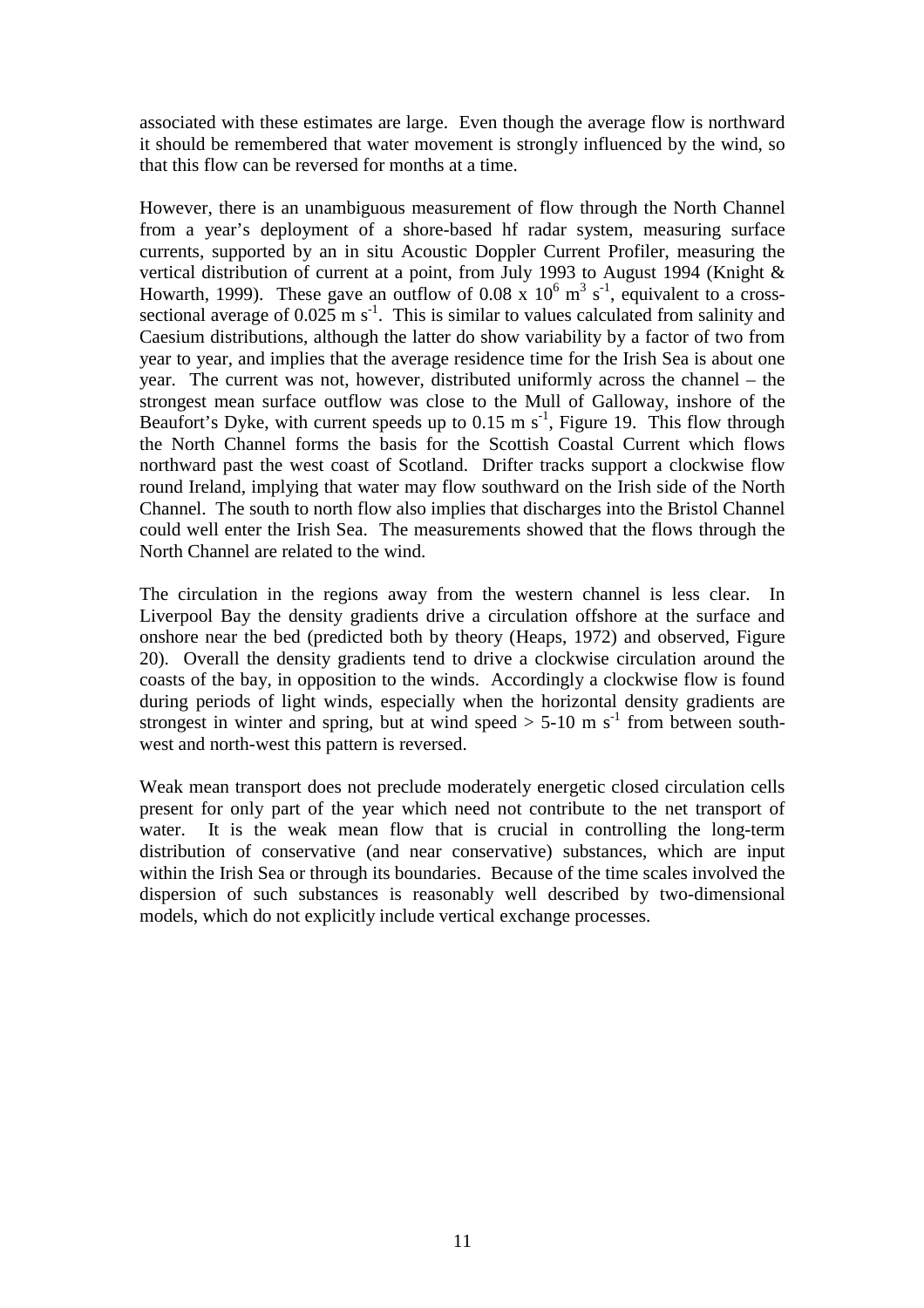associated with these estimates are large. Even though the average flow is northward it should be remembered that water movement is strongly influenced by the wind, so that this flow can be reversed for months at a time.

However, there is an unambiguous measurement of flow through the North Channel from a year's deployment of a shore-based hf radar system, measuring surface currents, supported by an in situ Acoustic Doppler Current Profiler, measuring the vertical distribution of current at a point, from July 1993 to August 1994 (Knight & Howarth, 1999). These gave an outflow of $0.08 \times 10^6$ m$^3$ s$^{-1}$, equivalent to a cross-sectional average of 0.025 m s$^{-1}$. This is similar to values calculated from salinity and Caesium distributions, although the latter do show variability by a factor of two from year to year, and implies that the average residence time for the Irish Sea is about one year. The current was not, however, distributed uniformly across the channel – the strongest mean surface outflow was close to the Mull of Galloway, inshore of the Beaufort's Dyke, with current speeds up to 0.15 m s$^{-1}$, Figure 19. This flow through the North Channel forms the basis for the Scottish Coastal Current which flows northward past the west coast of Scotland. Drifter tracks support a clockwise flow round Ireland, implying that water may flow southward on the Irish side of the North Channel. The south to north flow also implies that discharges into the Bristol Channel could well enter the Irish Sea. The measurements showed that the flows through the North Channel are related to the wind.

The circulation in the regions away from the western channel is less clear. In Liverpool Bay the density gradients drive a circulation offshore at the surface and onshore near the bed (predicted both by theory (Heaps, 1972) and observed, Figure 20). Overall the density gradients tend to drive a clockwise circulation around the coasts of the bay, in opposition to the winds. Accordingly a clockwise flow is found during periods of light winds, especially when the horizontal density gradients are strongest in winter and spring, but at wind speed > 5-10 m s$^{-1}$ from between south-west and north-west this pattern is reversed.

Weak mean transport does not preclude moderately energetic closed circulation cells present for only part of the year which need not contribute to the net transport of water. It is the weak mean flow that is crucial in controlling the long-term distribution of conservative (and near conservative) substances, which are input within the Irish Sea or through its boundaries. Because of the time scales involved the dispersion of such substances is reasonably well described by two-dimensional models, which do not explicitly include vertical exchange processes.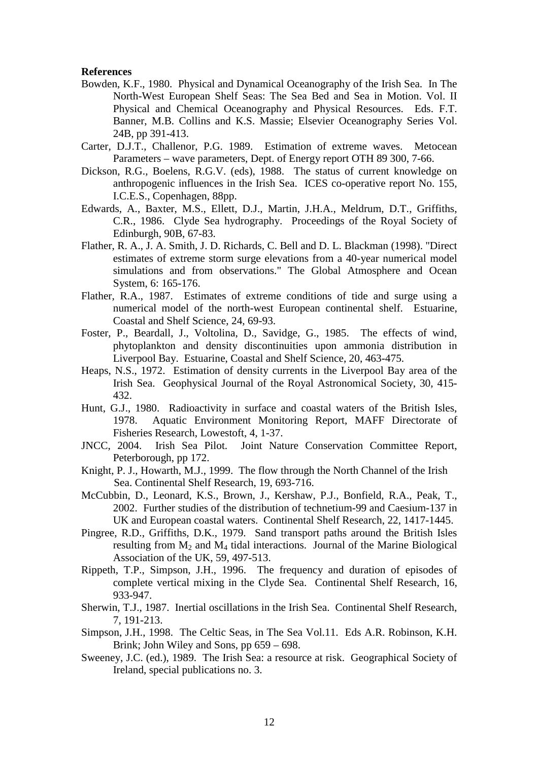**References**

Bowden, K.F., 1980. Physical and Dynamical Oceanography of the Irish Sea. In The North-West European Shelf Seas: The Sea Bed and Sea in Motion. Vol. II Physical and Chemical Oceanography and Physical Resources. Eds. F.T. Banner, M.B. Collins and K.S. Massie; Elsevier Oceanography Series Vol. 24B, pp 391-413.

Carter, D.J.T., Challenor, P.G. 1989. Estimation of extreme waves. Metocean Parameters – wave parameters, Dept. of Energy report OTH 89 300, 7-66.

Dickson, R.G., Boelens, R.G.V. (eds), 1988. The status of current knowledge on anthropogenic influences in the Irish Sea. ICES co-operative report No. 155, I.C.E.S., Copenhagen, 88pp.

Edwards, A., Baxter, M.S., Ellett, D.J., Martin, J.H.A., Meldrum, D.T., Griffiths, C.R., 1986. Clyde Sea hydrography. Proceedings of the Royal Society of Edinburgh, 90B, 67-83.

Flather, R. A., J. A. Smith, J. D. Richards, C. Bell and D. L. Blackman (1998). "Direct estimates of extreme storm surge elevations from a 40-year numerical model simulations and from observations." The Global Atmosphere and Ocean System, 6: 165-176.

Flather, R.A., 1987. Estimates of extreme conditions of tide and surge using a numerical model of the north-west European continental shelf. Estuarine, Coastal and Shelf Science, 24, 69-93.

Foster, P., Beardall, J., Voltolina, D., Savidge, G., 1985. The effects of wind, phytoplankton and density discontinuities upon ammonia distribution in Liverpool Bay. Estuarine, Coastal and Shelf Science, 20, 463-475.

Heaps, N.S., 1972. Estimation of density currents in the Liverpool Bay area of the Irish Sea. Geophysical Journal of the Royal Astronomical Society, 30, 415-432.

Hunt, G.J., 1980. Radioactivity in surface and coastal waters of the British Isles, 1978. Aquatic Environment Monitoring Report, MAFF Directorate of Fisheries Research, Lowestoft, 4, 1-37.

JNCC, 2004. Irish Sea Pilot. Joint Nature Conservation Committee Report, Peterborough, pp 172.

Knight, P. J., Howarth, M.J., 1999. The flow through the North Channel of the Irish Sea. Continental Shelf Research, 19, 693-716.

McCubbin, D., Leonard, K.S., Brown, J., Kershaw, P.J., Bonfield, R.A., Peak, T., 2002. Further studies of the distribution of technetium-99 and Caesium-137 in UK and European coastal waters. Continental Shelf Research, 22, 1417-1445.

Pingree, R.D., Griffiths, D.K., 1979. Sand transport paths around the British Isles resulting from $M_2$ and $M_4$ tidal interactions. Journal of the Marine Biological Association of the UK, 59, 497-513.

Rippeth, T.P., Simpson, J.H., 1996. The frequency and duration of episodes of complete vertical mixing in the Clyde Sea. Continental Shelf Research, 16, 933-947.

Sherwin, T.J., 1987. Inertial oscillations in the Irish Sea. Continental Shelf Research, 7, 191-213.

Simpson, J.H., 1998. The Celtic Seas, in The Sea Vol.11. Eds A.R. Robinson, K.H. Brink; John Wiley and Sons, pp 659 – 698.

Sweeney, J.C. (ed.), 1989. The Irish Sea: a resource at risk. Geographical Society of Ireland, special publications no. 3.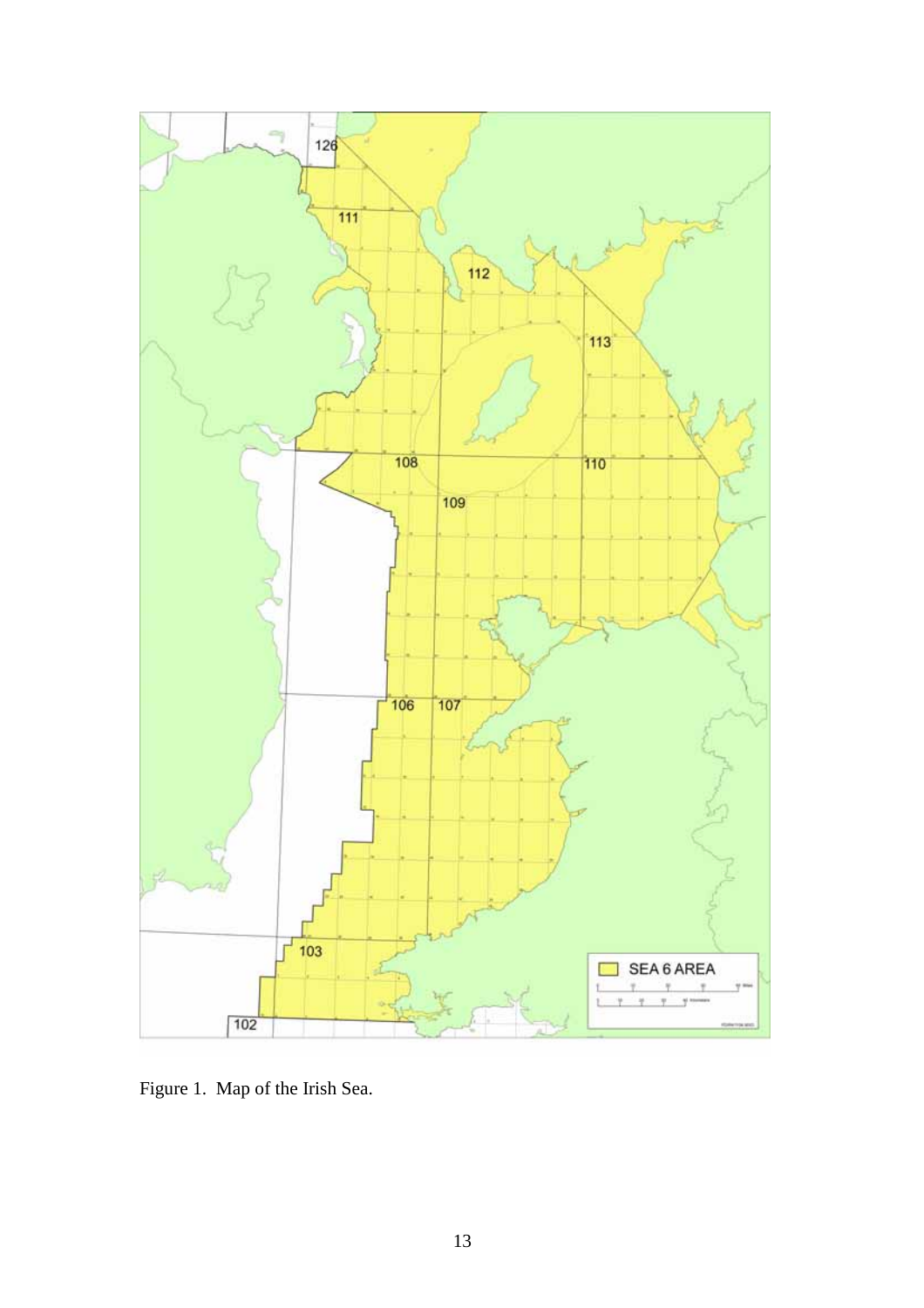Figure 1. Map of the Irish Sea.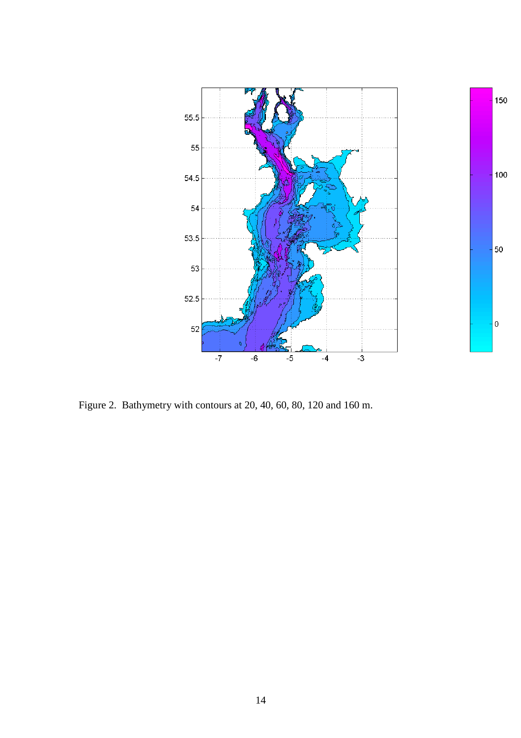Figure 2. Bathymetry with contours at 20, 40, 60, 80, 120 and 160 m.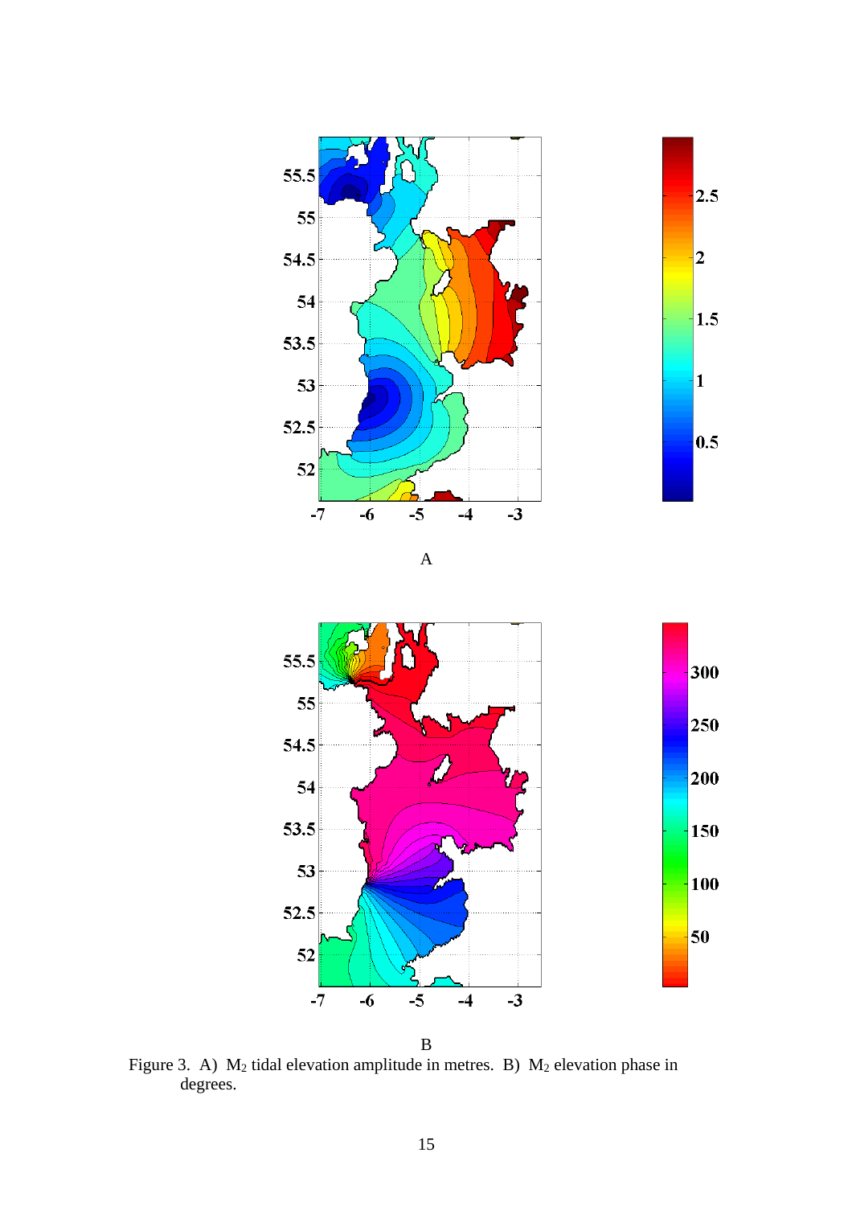A

B

Figure 3. A) $M_2$ tidal elevation amplitude in metres. B) $M_2$ elevation phase in degrees.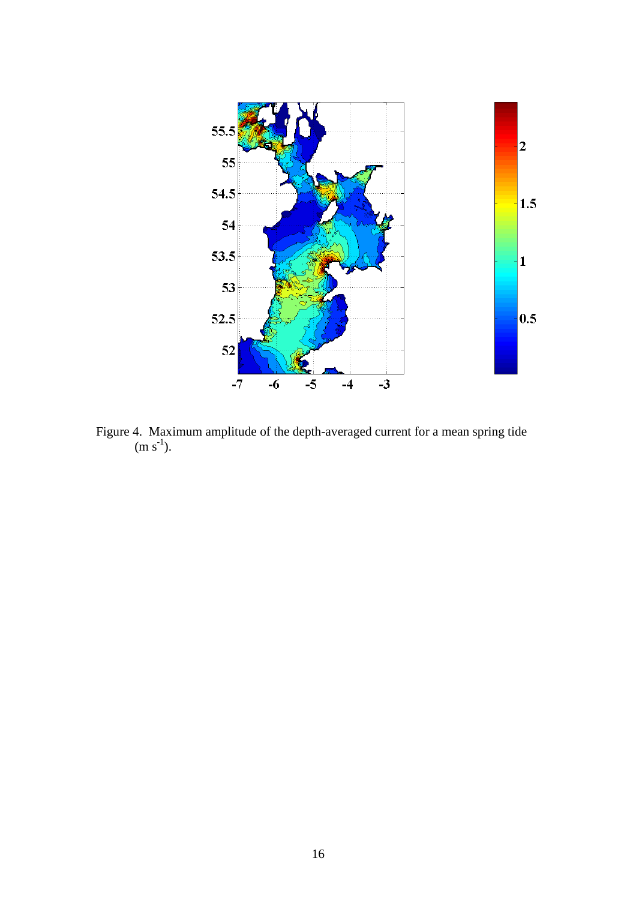Figure 4. Maximum amplitude of the depth-averaged current for a mean spring tide ($m\ s^{-1}$).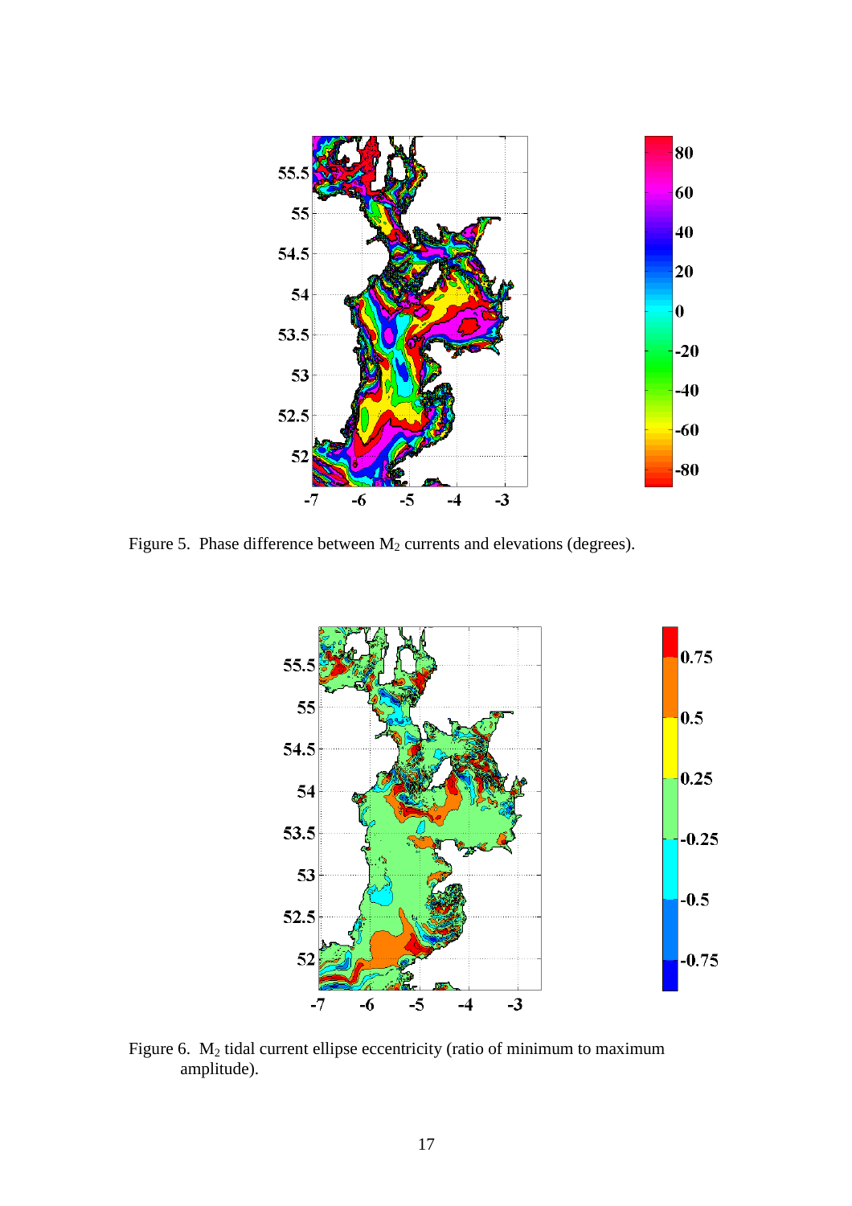Figure 5. Phase difference between $M_2$ currents and elevations (degrees).

Figure 6. $M_2$ tidal current ellipse eccentricity (ratio of minimum to maximum amplitude).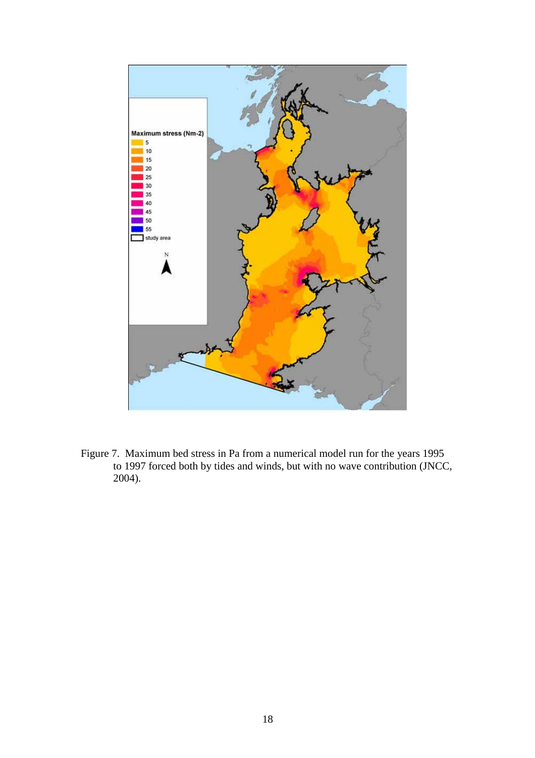Figure 7. Maximum bed stress in Pa from a numerical model run for the years 1995 to 1997 forced both by tides and winds, but with no wave contribution (JNCC, 2004).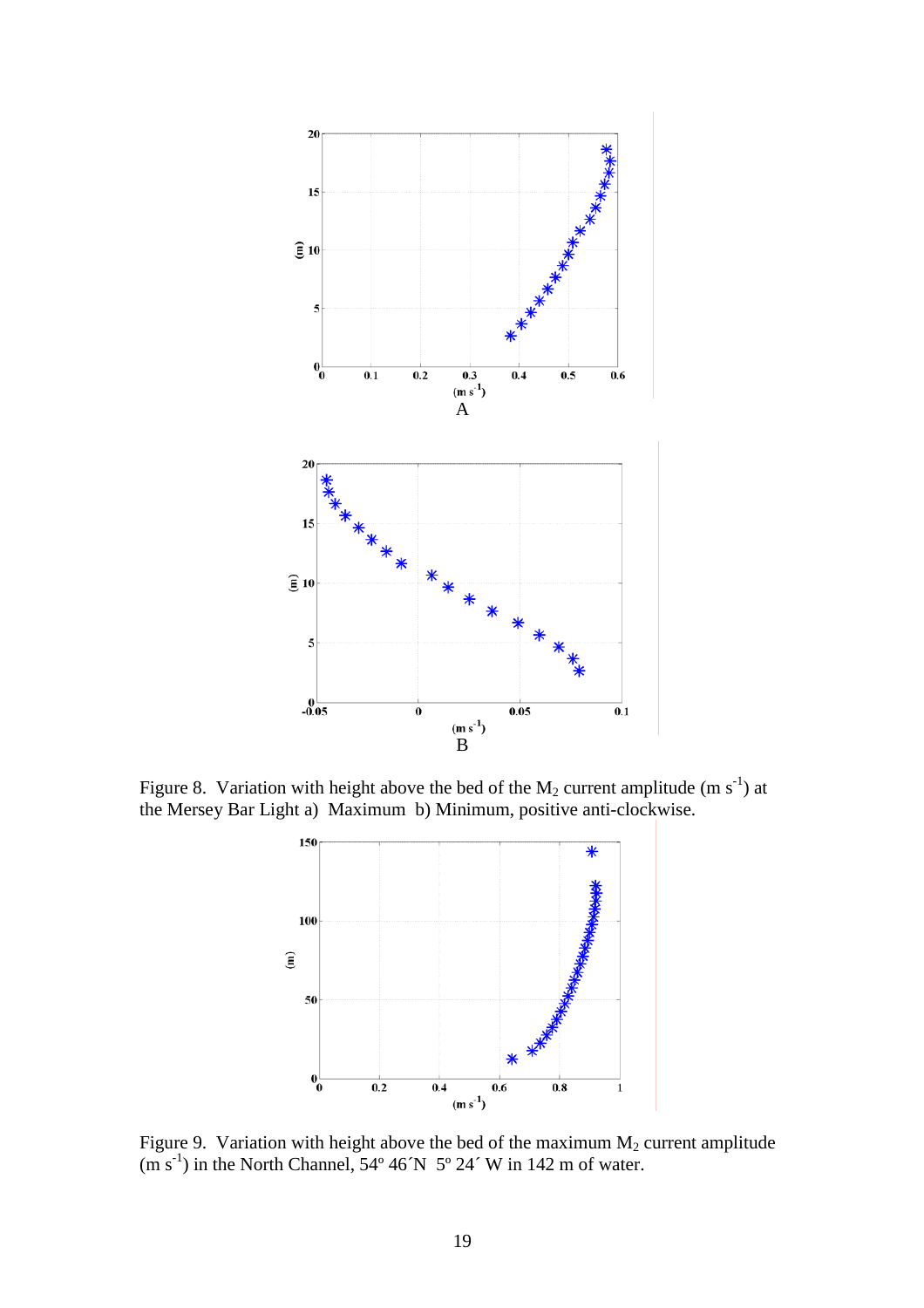Figure 8. Variation with height above the bed of the $M_2$ current amplitude (m $s^{-1}$) at the Mersey Bar Light a) Maximum b) Minimum, positive anti-clockwise.

Figure 9. Variation with height above the bed of the maximum $M_2$ current amplitude (m $s^{-1}$) in the North Channel, 54º 46´N 5º 24´ W in 142 m of water.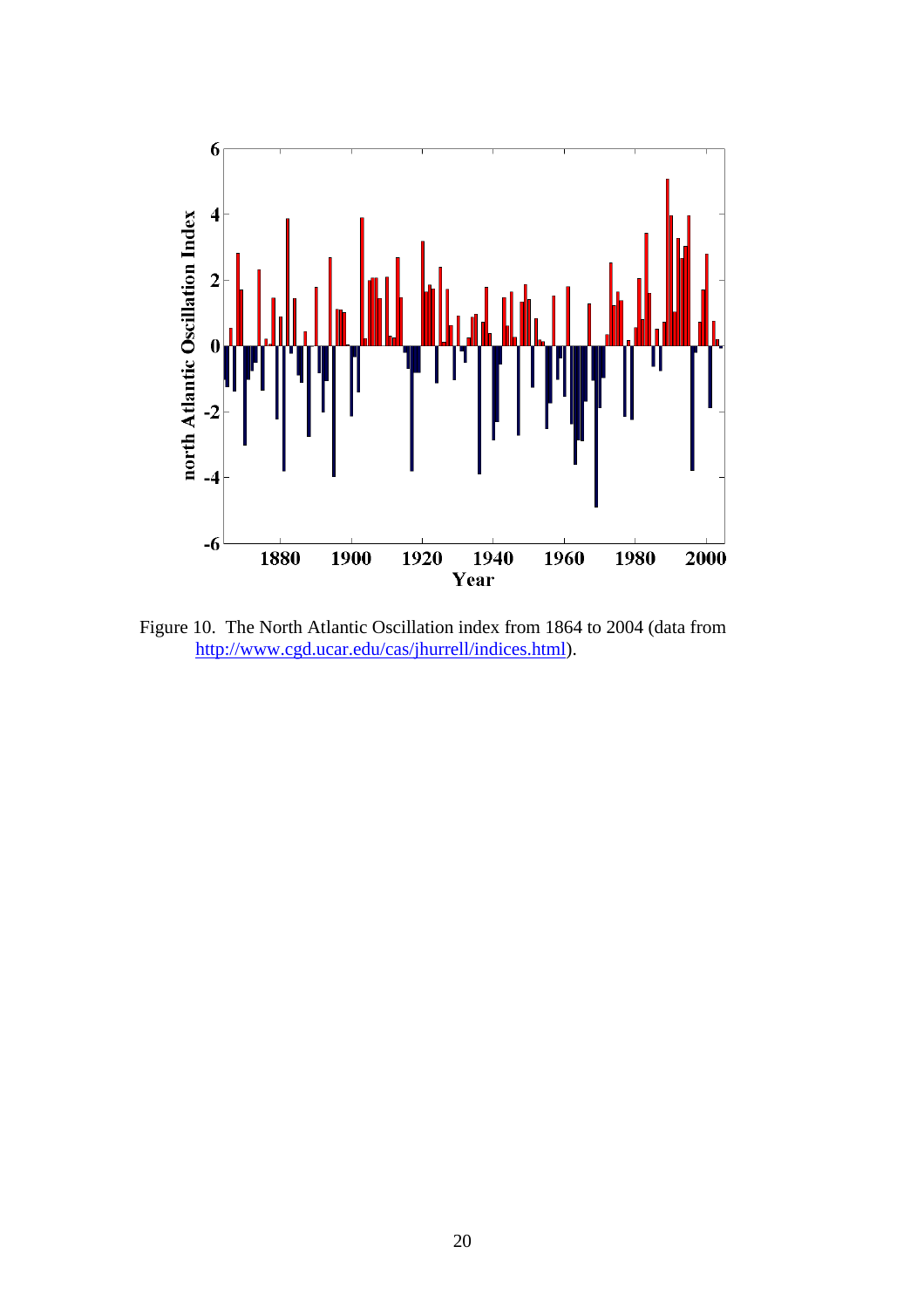Figure 10. The North Atlantic Oscillation index from 1864 to 2004 (data from http://www.cgd.ucar.edu/cas/jhurrell/indices.html).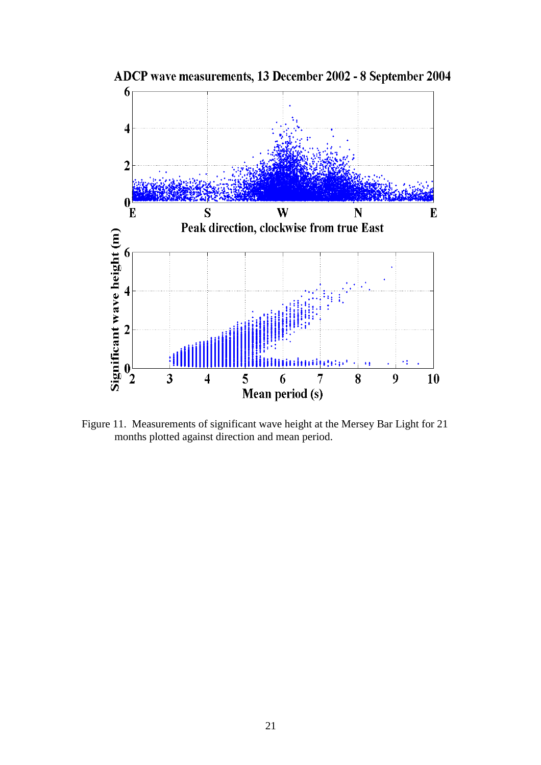Figure 11. Measurements of significant wave height at the Mersey Bar Light for 21 months plotted against direction and mean period.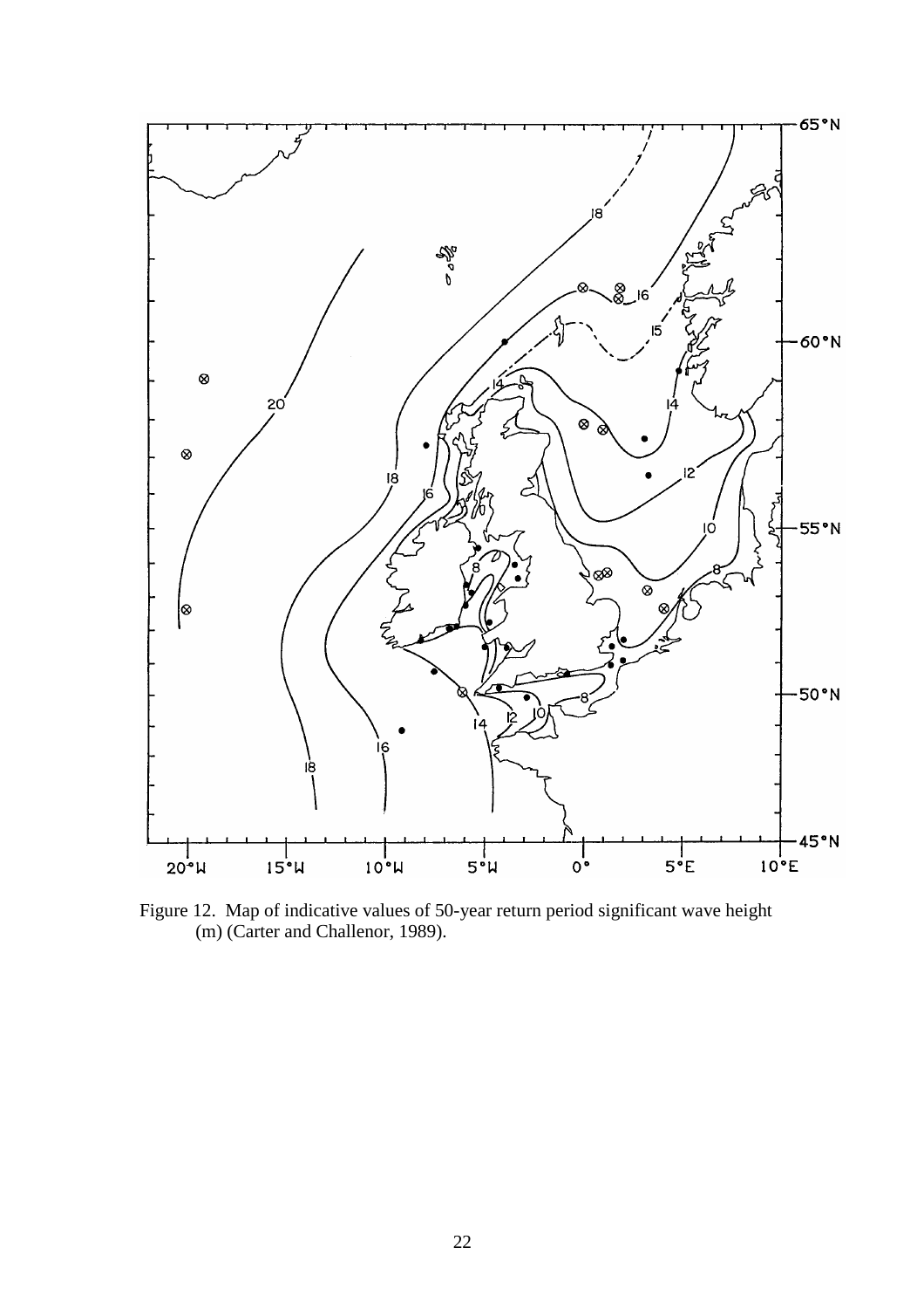Figure 12. Map of indicative values of 50-year return period significant wave height (m) (Carter and Challenor, 1989).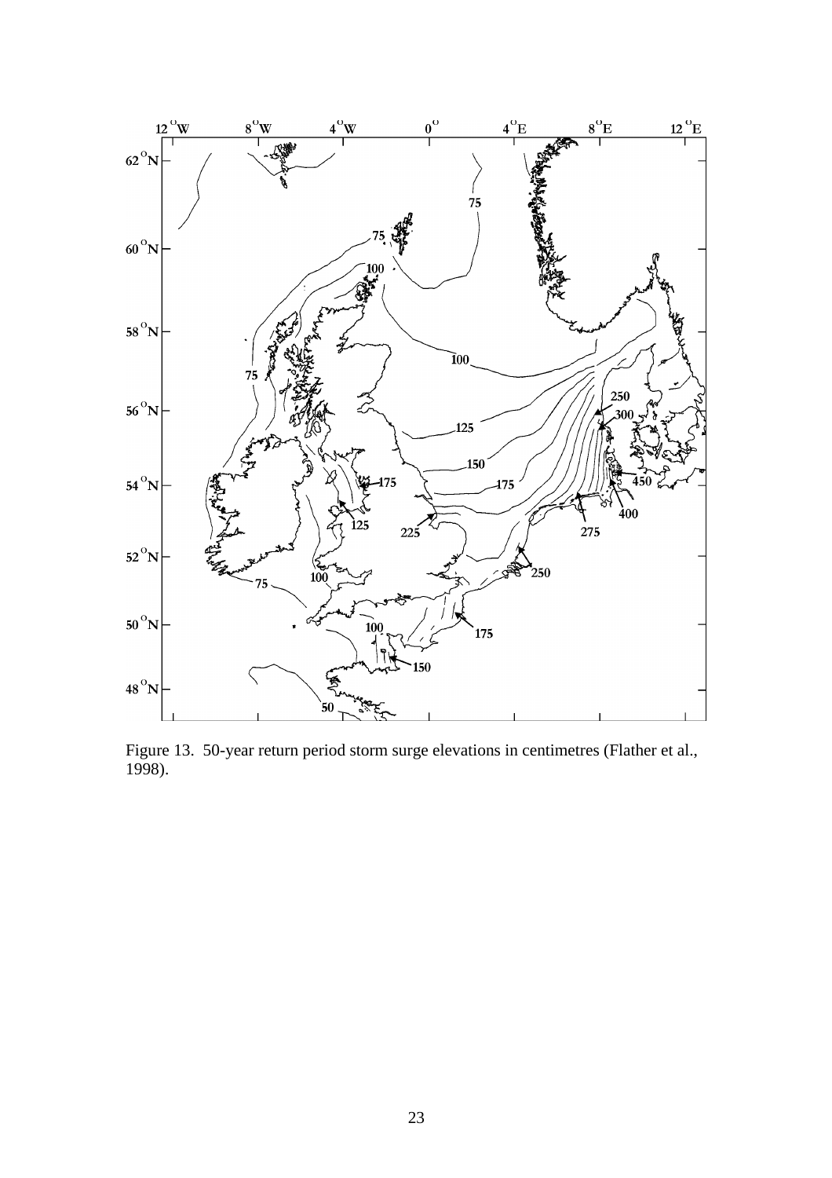Figure 13. 50-year return period storm surge elevations in centimetres (Flather et al., 1998).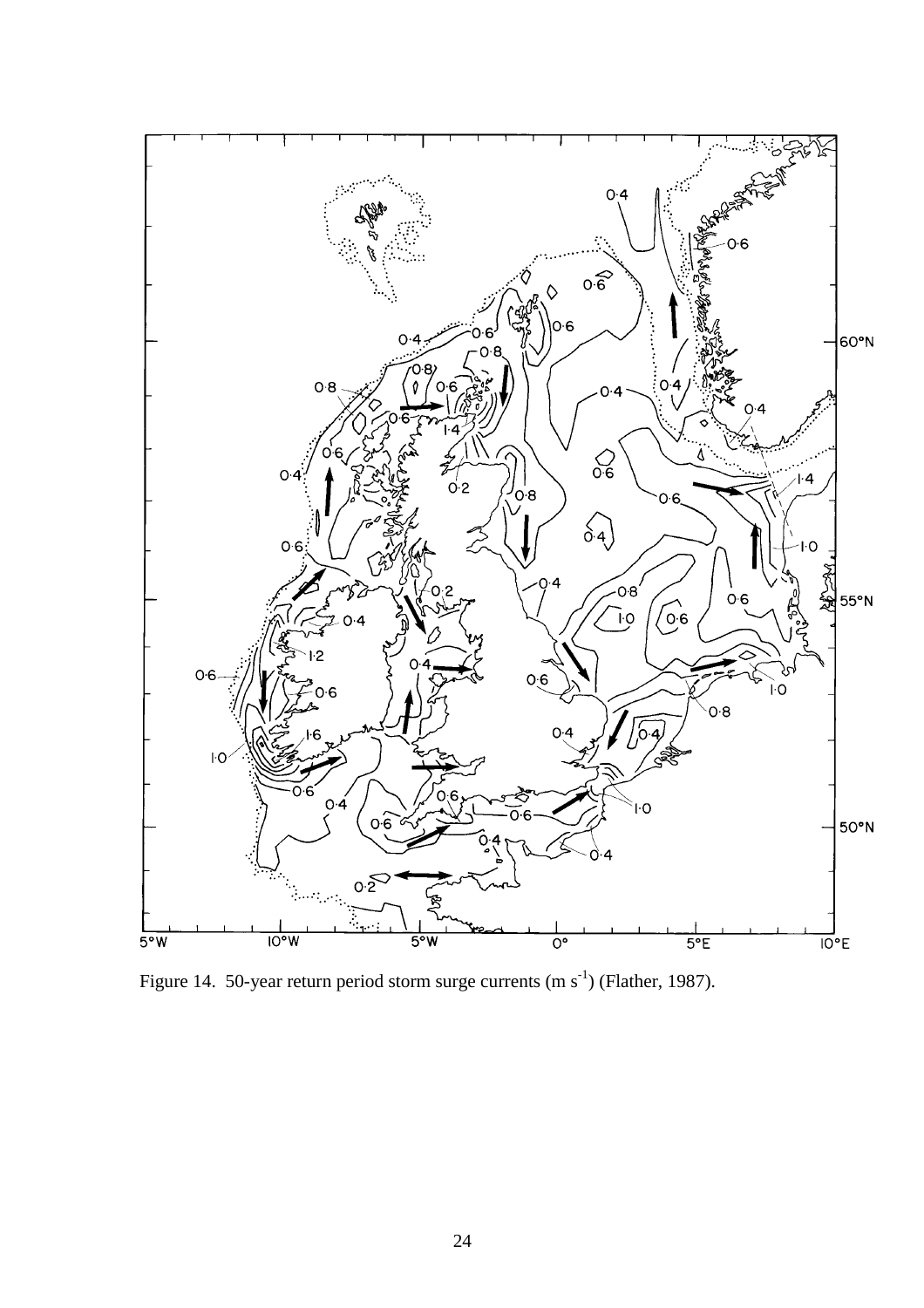Figure 14. 50-year return period storm surge currents (m $s^{-1}$) (Flather, 1987).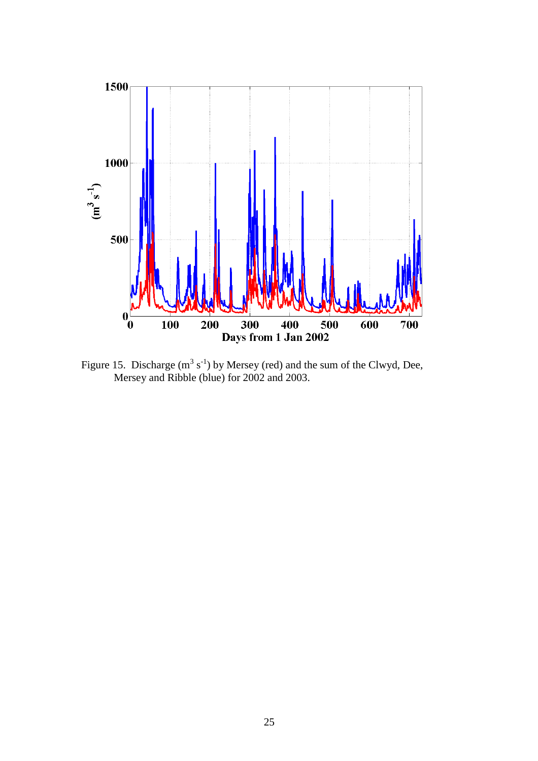Figure 15. Discharge ($m^3\ s^{-1}$) by Mersey (red) and the sum of the Clwyd, Dee, Mersey and Ribble (blue) for 2002 and 2003.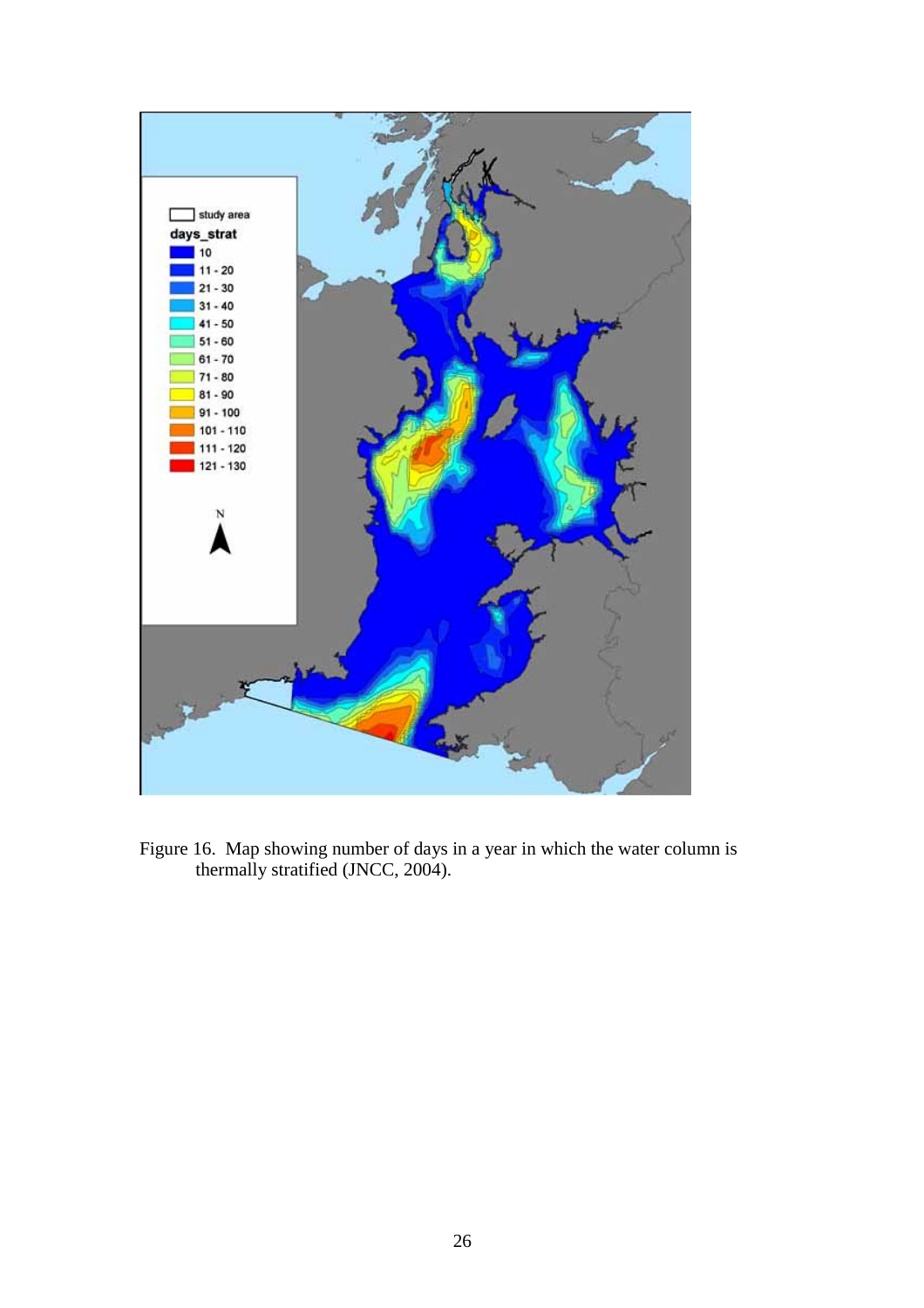Figure 16. Map showing number of days in a year in which the water column is thermally stratified (JNCC, 2004).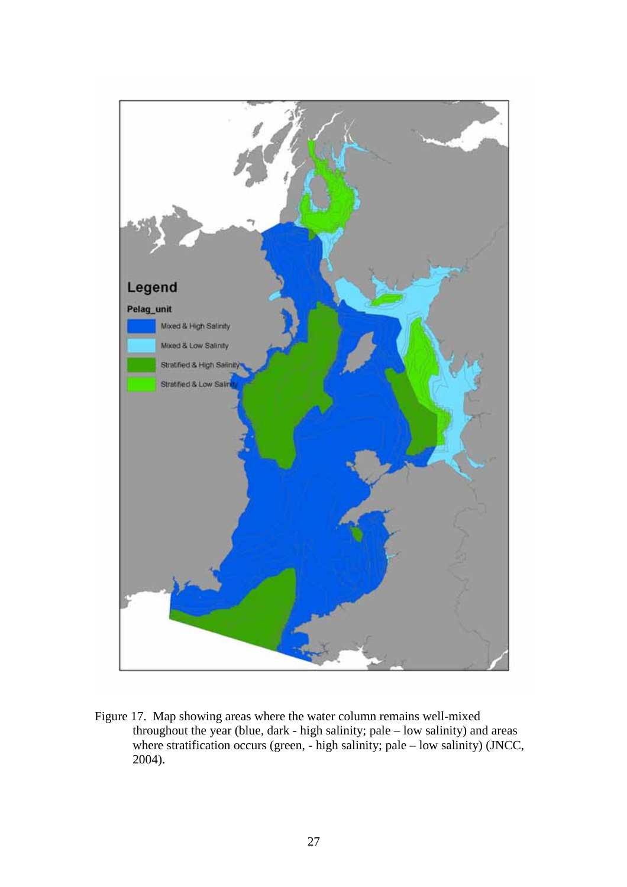Figure 17. Map showing areas where the water column remains well-mixed throughout the year (blue, dark - high salinity; pale – low salinity) and areas where stratification occurs (green, - high salinity; pale – low salinity) (JNCC, 2004).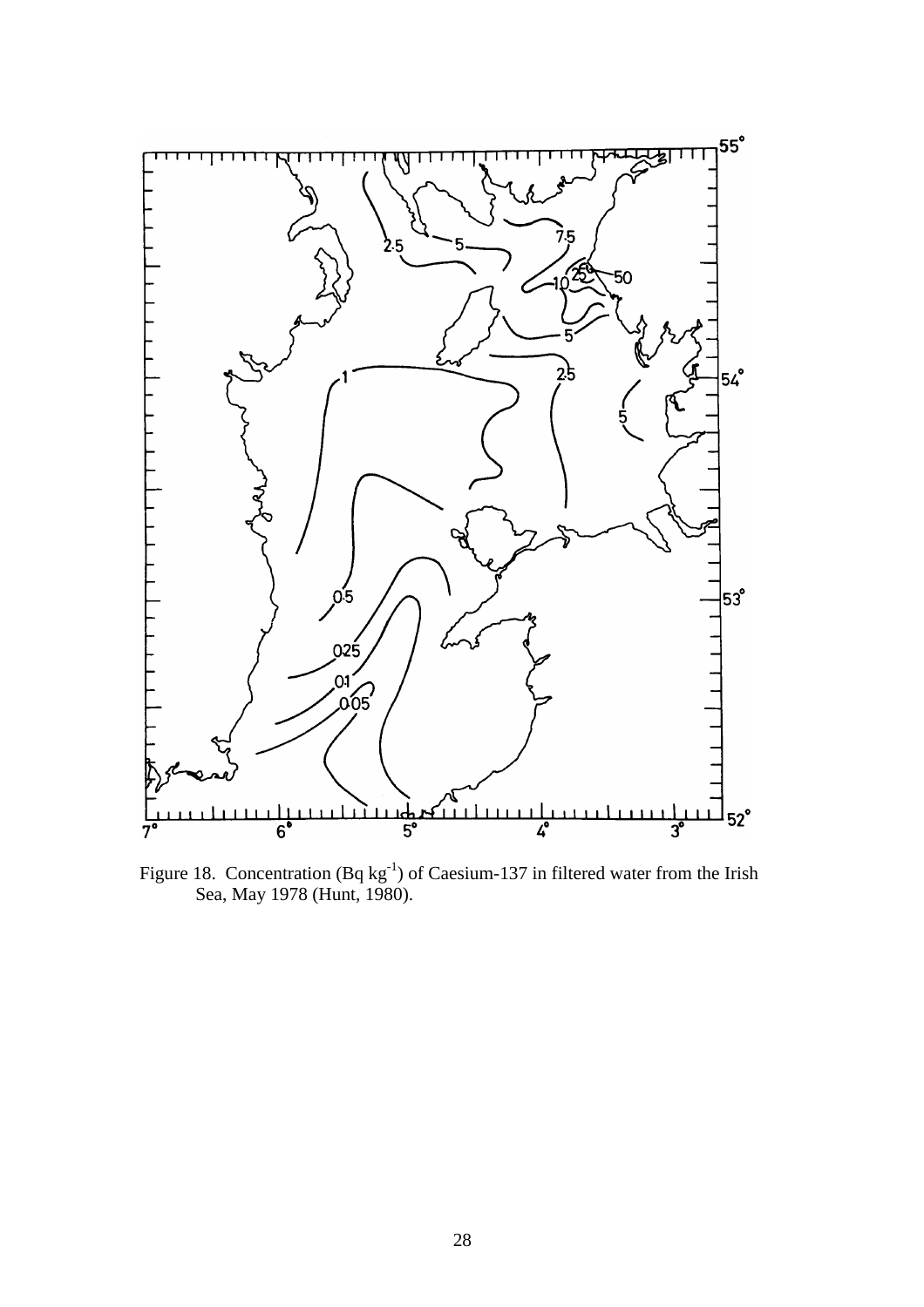Figure 18. Concentration (Bq $kg^{-1}$) of Caesium-137 in filtered water from the Irish Sea, May 1978 (Hunt, 1980).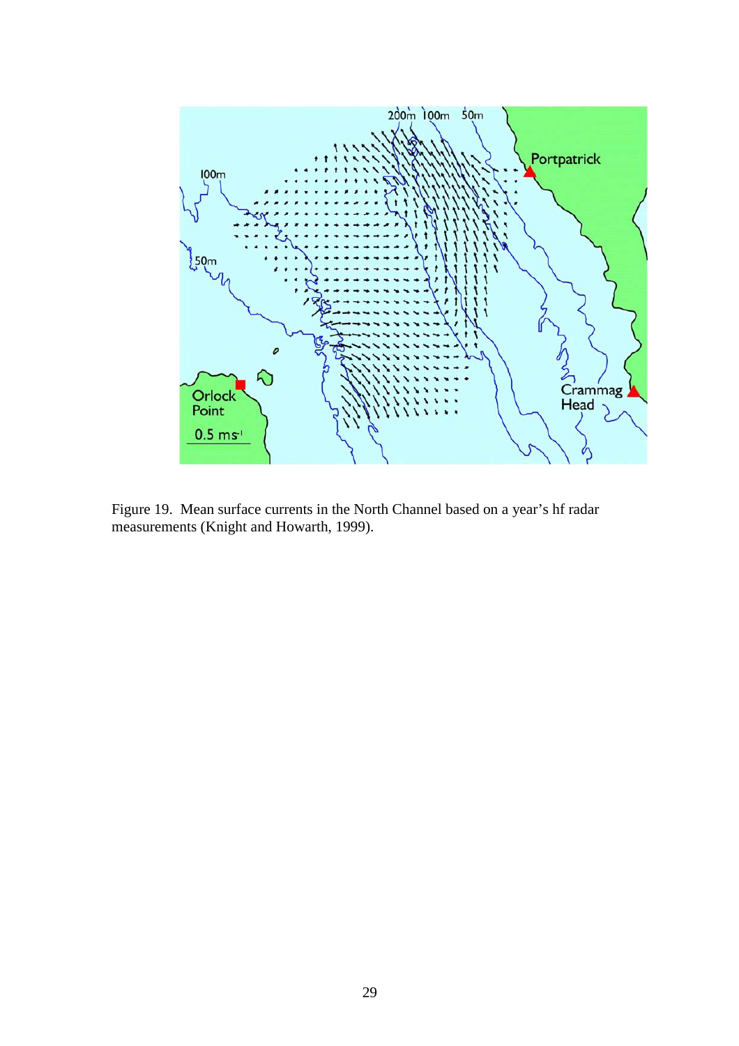Figure 19. Mean surface currents in the North Channel based on a year's hf radar measurements (Knight and Howarth, 1999).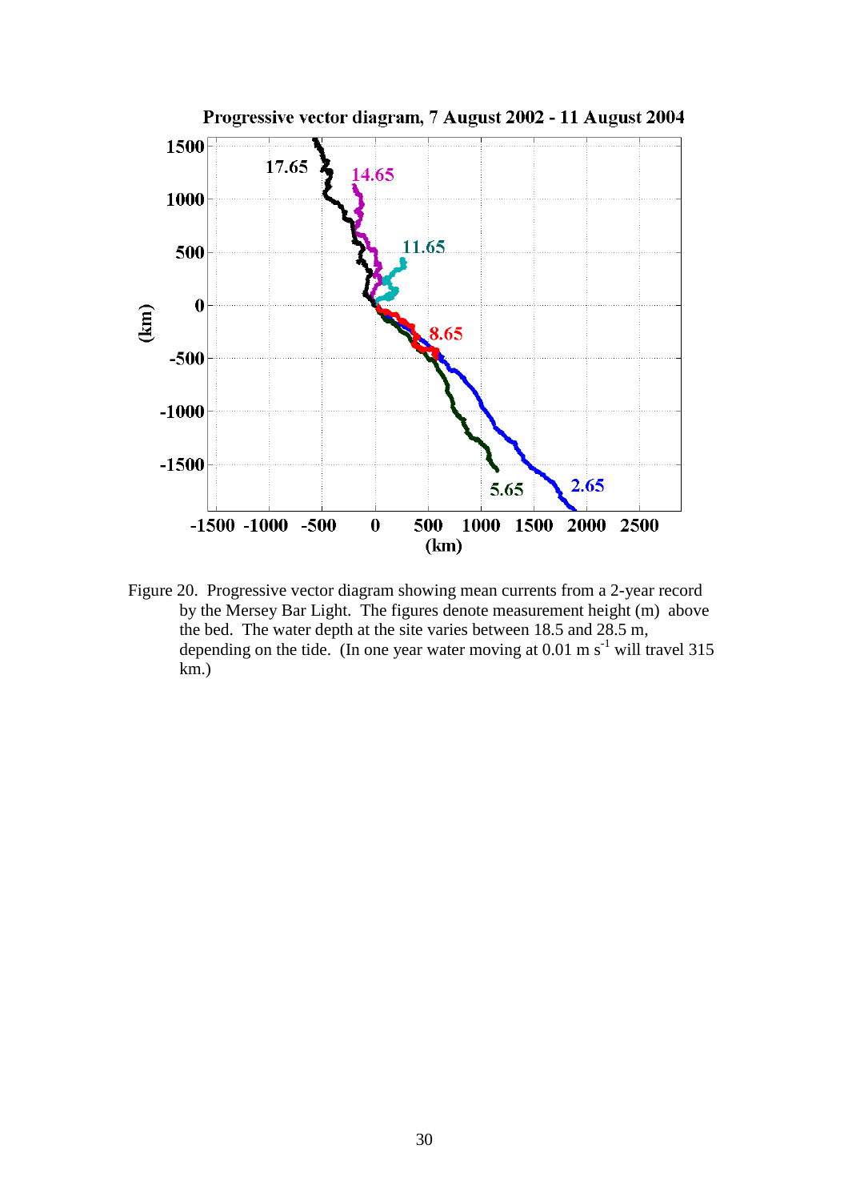Progressive vector diagram, 7 August 2002 - 11 August 2004

1500
1000
500
0
-500
-1000
-1500

(km)

-1500 -1000 -500 0 500 1000 1500 2000 2500

(km)

17.65

14.65

11.65

8.65

5.65

2.65

Figure 20. Progressive vector diagram showing mean currents from a 2-year record by the Mersey Bar Light. The figures denote measurement height (m) above the bed. The water depth at the site varies between 18.5 and 28.5 m, depending on the tide. (In one year water moving at 0.01 m $s^{-1}$ will travel 315 km.)